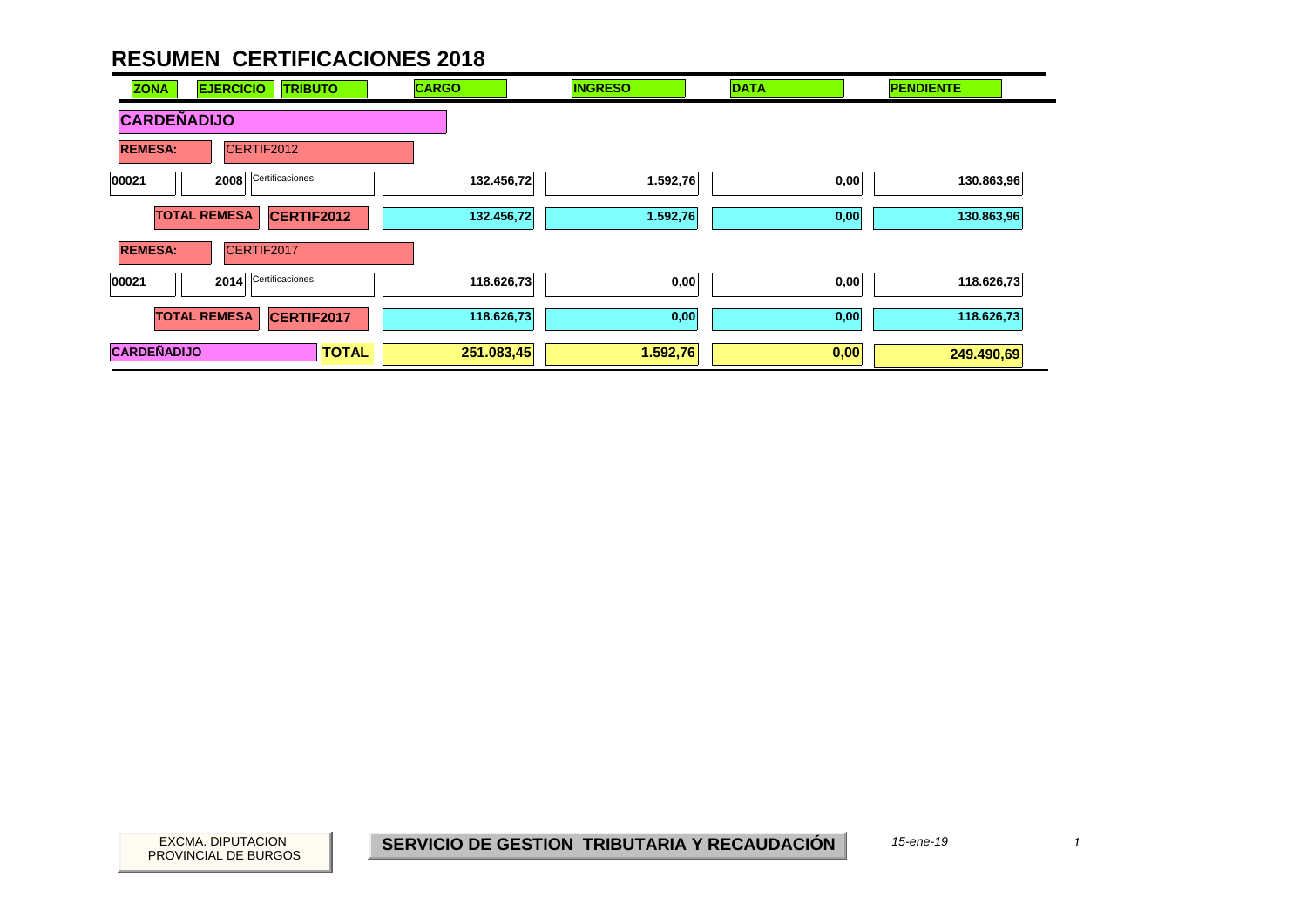# RESUMEN CERTIFICACIONES 2018

| ZONA | EJERCICIO | TRIBUTO | CARGO | INGRESO | DATA | PENDIENTE |
|---|---|---|---|---|---|---|
| **CARDEÑADIJO** | | | | | | |
| **REMESA:** | CERTIF2012 | | | | | |
| 00021 | 2008 | Certificaciones | 132.456,72 | 1.592,76 | 0,00 | 130.863,96 |
| | **TOTAL REMESA** | **CERTIF2012** | 132.456,72 | 1.592,76 | 0,00 | 130.863,96 |
| **REMESA:** | CERTIF2017 | | | | | |
| 00021 | 2014 | Certificaciones | 118.626,73 | 0,00 | 0,00 | 118.626,73 |
| | **TOTAL REMESA** | **CERTIF2017** | 118.626,73 | 0,00 | 0,00 | 118.626,73 |
| **CARDEÑADIJO** | | **TOTAL** | **251.083,45** | **1.592,76** | **0,00** | **249.490,69** |

EXCMA. DIPUTACION PROVINCIAL DE BURGOS

**SERVICIO DE GESTION TRIBUTARIA Y RECAUDACIÓN**

*15-ene-19*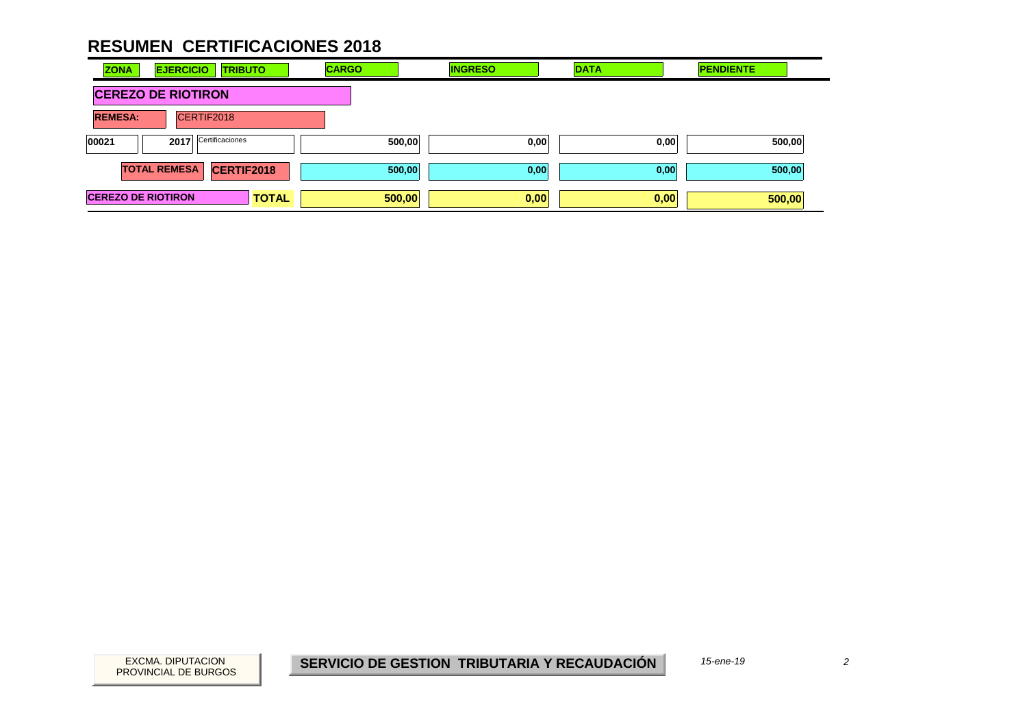# RESUMEN CERTIFICACIONES 2018

| ZONA | EJERCICIO | TRIBUTO | CARGO | INGRESO | DATA | PENDIENTE |
|---|---|---|---|---|---|---|
| **CEREZO DE RIOTIRON** | | | | | | |
| **REMESA:** | CERTIF2018 | | | | | |
| 00021 | 2017 | Certificaciones | 500,00 | 0,00 | 0,00 | 500,00 |
| **TOTAL REMESA** | **CERTIF2018** | | **500,00** | **0,00** | **0,00** | **500,00** |
| **CEREZO DE RIOTIRON** | | **TOTAL** | **500,00** | **0,00** | **0,00** | **500,00** |

EXCMA. DIPUTACION PROVINCIAL DE BURGOS

**SERVICIO DE GESTION TRIBUTARIA Y RECAUDACIÓN**

*15-ene-19*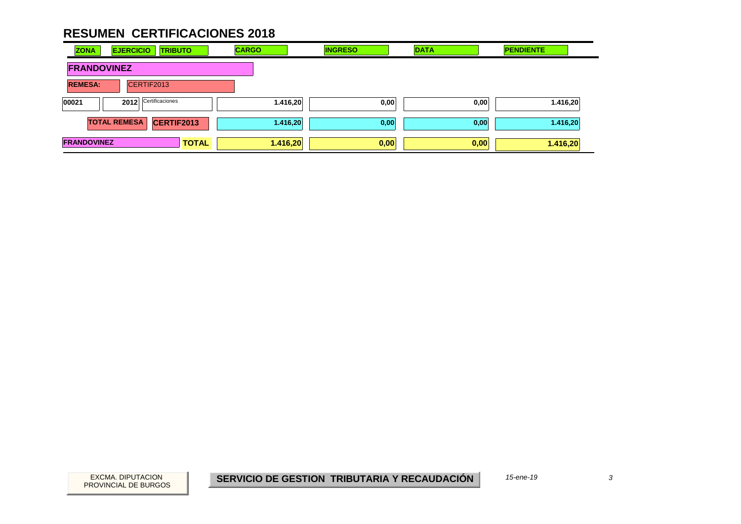# RESUMEN CERTIFICACIONES 2018

| ZONA | EJERCICIO | TRIBUTO | CARGO | INGRESO | DATA | PENDIENTE |
|---|---|---|---|---|---|---|
| **FRANDOVINEZ** | | | | | | |
| **REMESA:** | CERTIF2013 | | | | | |
| 00021 | 2012 | Certificaciones | 1.416,20 | 0,00 | 0,00 | 1.416,20 |
| | **TOTAL REMESA** | **CERTIF2013** | **1.416,20** | **0,00** | **0,00** | **1.416,20** |
| **FRANDOVINEZ** | | **TOTAL** | **1.416,20** | **0,00** | **0,00** | **1.416,20** |

EXCMA. DIPUTACION PROVINCIAL DE BURGOS

**SERVICIO DE GESTION TRIBUTARIA Y RECAUDACIÓN**

*15-ene-19*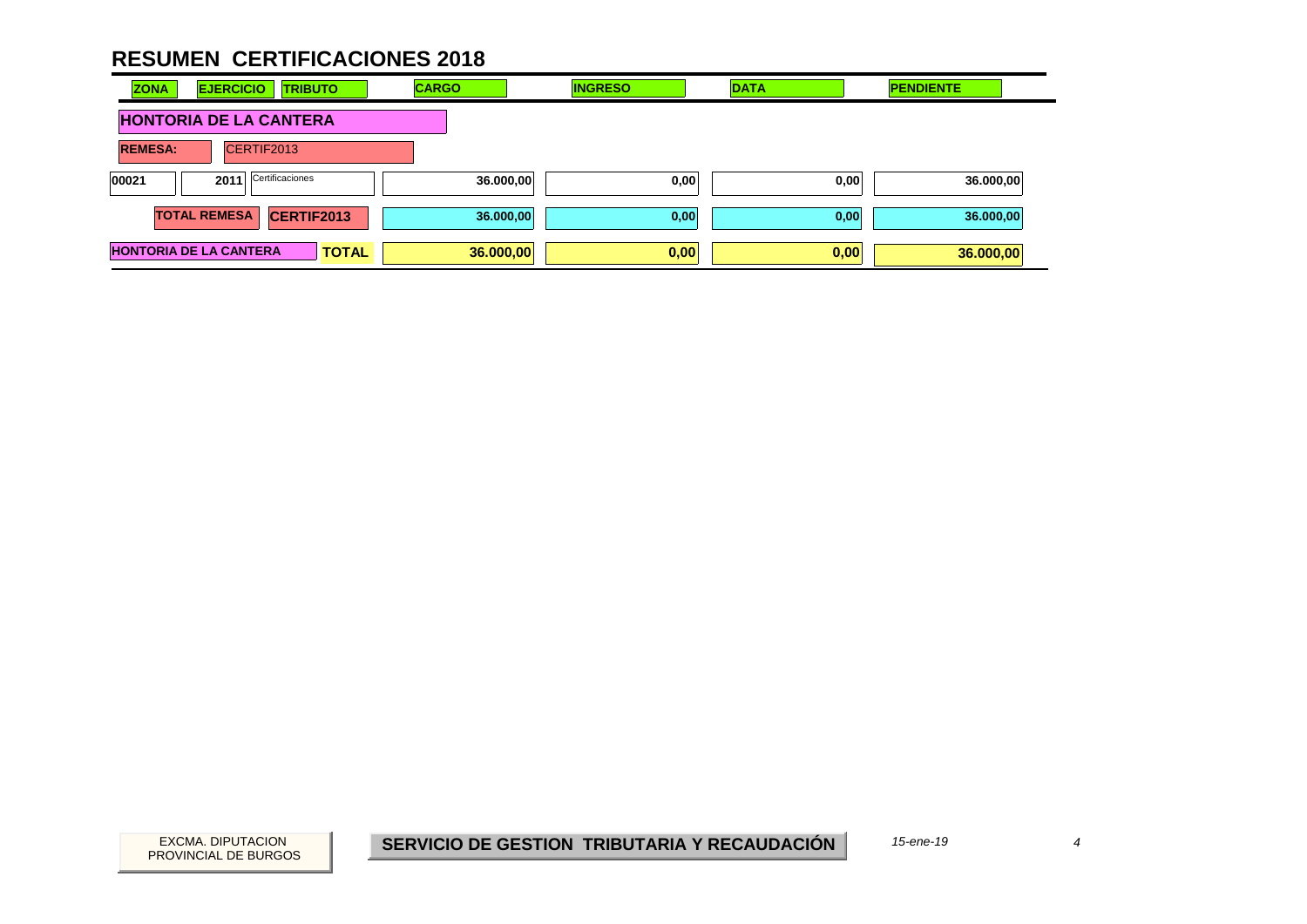# RESUMEN CERTIFICACIONES 2018

| ZONA | EJERCICIO | TRIBUTO | CARGO | INGRESO | DATA | PENDIENTE |
|---|---|---|---|---|---|---|
| **HONTORIA DE LA CANTERA** | | | | | | |
| **REMESA:** | CERTIF2013 | | | | | |
| 00021 | 2011 | Certificaciones | 36.000,00 | 0,00 | 0,00 | 36.000,00 |
| | **TOTAL REMESA** | **CERTIF2013** | 36.000,00 | 0,00 | 0,00 | 36.000,00 |
| **HONTORIA DE LA CANTERA** | | **TOTAL** | **36.000,00** | **0,00** | **0,00** | **36.000,00** |

EXCMA. DIPUTACION PROVINCIAL DE BURGOS

**SERVICIO DE GESTION TRIBUTARIA Y RECAUDACIÓN**

*15-ene-19*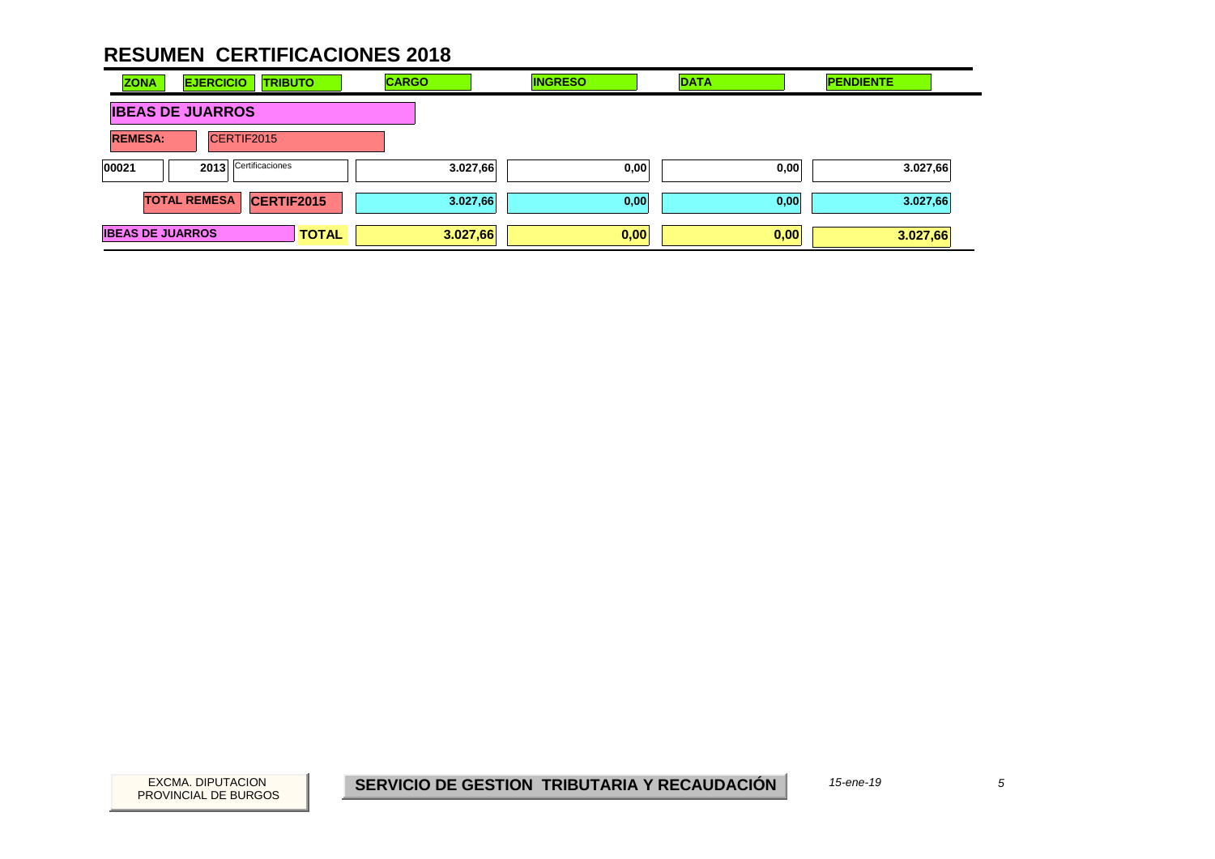# RESUMEN CERTIFICACIONES 2018

| ZONA | EJERCICIO | TRIBUTO | CARGO | INGRESO | DATA | PENDIENTE |
|---|---|---|---|---|---|---|
| **IBEAS DE JUARROS** | | | | | | |
| **REMESA:** CERTIF2015 | | | | | | |
| 00021 | 2013 | Certificaciones | 3.027,66 | 0,00 | 0,00 | 3.027,66 |
| **TOTAL REMESA** | | **CERTIF2015** | 3.027,66 | 0,00 | 0,00 | 3.027,66 |
| **IBEAS DE JUARROS** | | **TOTAL** | **3.027,66** | **0,00** | **0,00** | **3.027,66** |

EXCMA. DIPUTACION PROVINCIAL DE BURGOS

**SERVICIO DE GESTION TRIBUTARIA Y RECAUDACIÓN**

*15-ene-19*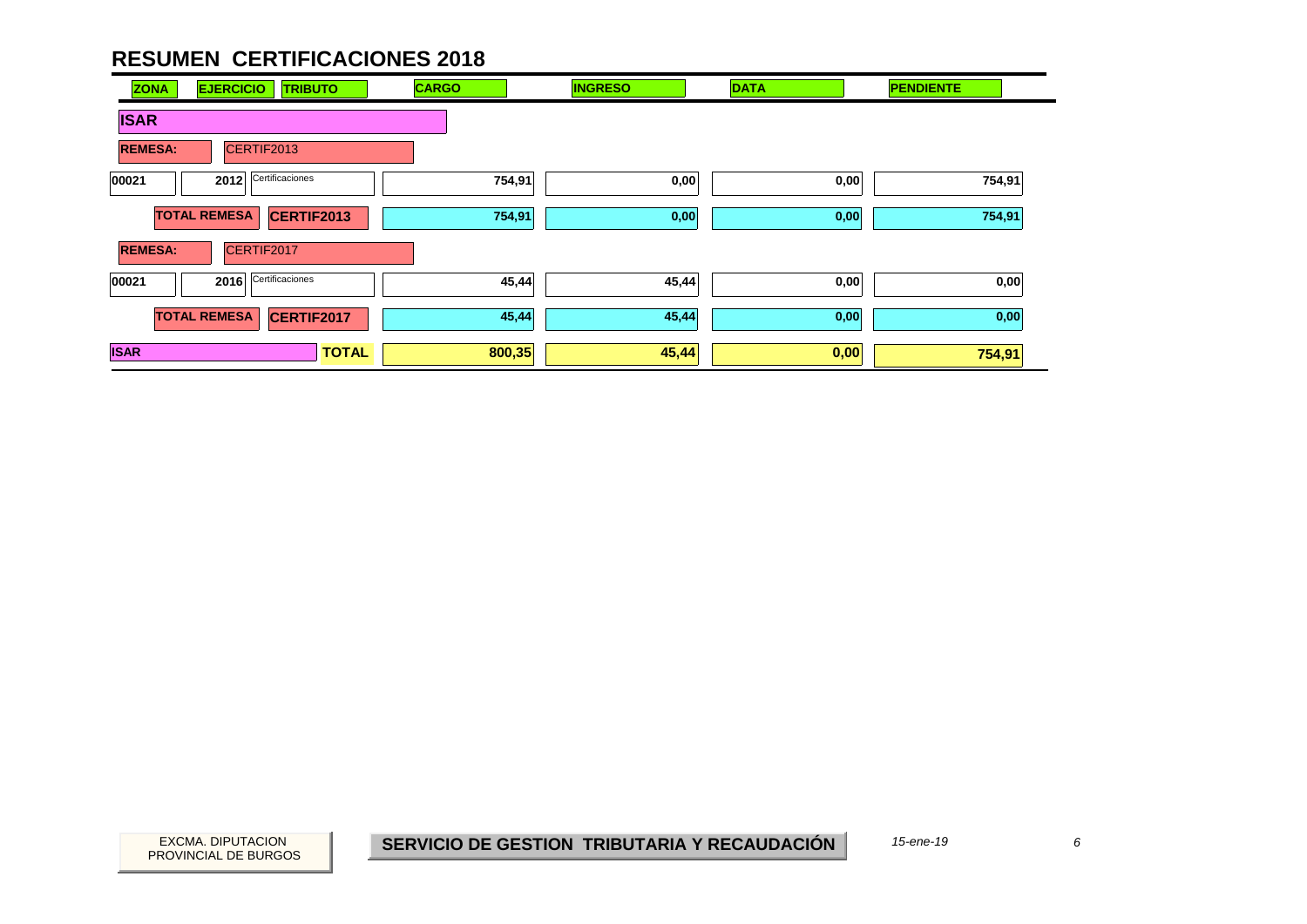# RESUMEN CERTIFICACIONES 2018

| ZONA | EJERCICIO | TRIBUTO | CARGO | INGRESO | DATA | PENDIENTE |
|---|---|---|---|---|---|---|
| **ISAR** | | | | | | |
| **REMESA:** | CERTIF2013 | | | | | |
| 00021 | 2012 | Certificaciones | 754,91 | 0,00 | 0,00 | 754,91 |
| | **TOTAL REMESA** | **CERTIF2013** | 754,91 | 0,00 | 0,00 | 754,91 |
| **REMESA:** | CERTIF2017 | | | | | |
| 00021 | 2016 | Certificaciones | 45,44 | 45,44 | 0,00 | 0,00 |
| | **TOTAL REMESA** | **CERTIF2017** | 45,44 | 45,44 | 0,00 | 0,00 |
| **ISAR** | | **TOTAL** | **800,35** | **45,44** | **0,00** | **754,91** |

EXCMA. DIPUTACION PROVINCIAL DE BURGOS

**SERVICIO DE GESTION TRIBUTARIA Y RECAUDACIÓN**

*15-ene-19*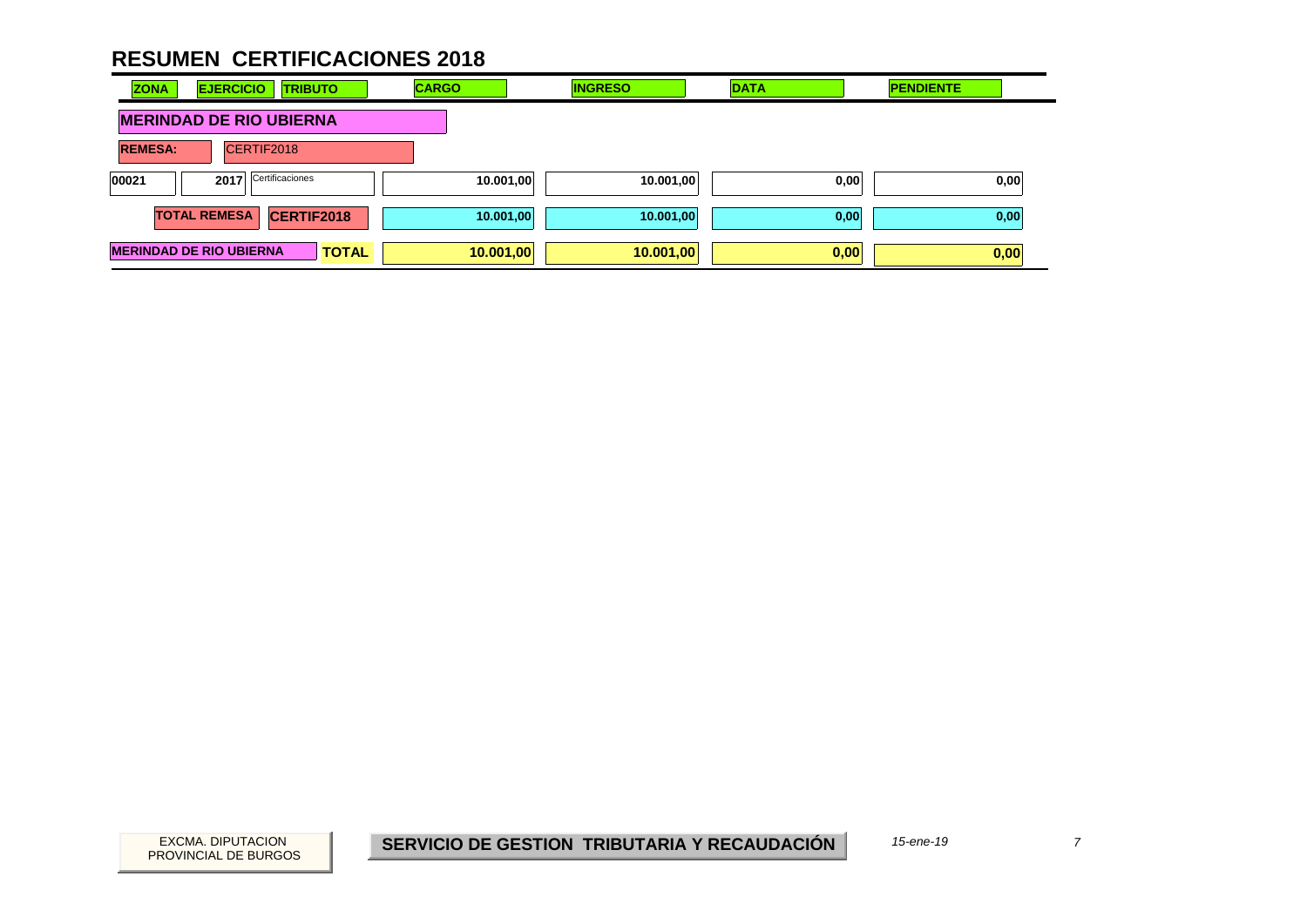# RESUMEN CERTIFICACIONES 2018

| ZONA | EJERCICIO | TRIBUTO | CARGO | INGRESO | DATA | PENDIENTE |
|---|---|---|---|---|---|---|
| **MERINDAD DE RIO UBIERNA** | | | | | | |
| **REMESA:** | CERTIF2018 | | | | | |
| 00021 | 2017 | Certificaciones | 10.001,00 | 10.001,00 | 0,00 | 0,00 |
| | **TOTAL REMESA** | **CERTIF2018** | **10.001,00** | **10.001,00** | **0,00** | **0,00** |
| **MERINDAD DE RIO UBIERNA** | | **TOTAL** | **10.001,00** | **10.001,00** | **0,00** | **0,00** |

EXCMA. DIPUTACION PROVINCIAL DE BURGOS

**SERVICIO DE GESTION TRIBUTARIA Y RECAUDACIÓN**

*15-ene-19*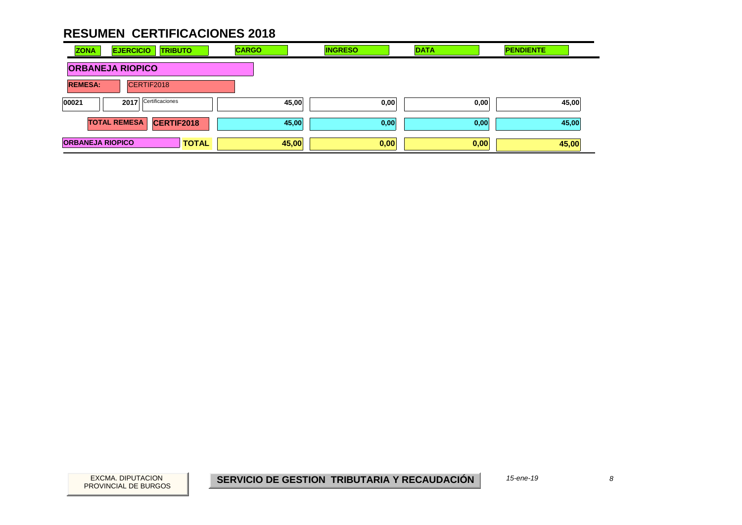# RESUMEN CERTIFICACIONES 2018

| ZONA | EJERCICIO | TRIBUTO | CARGO | INGRESO | DATA | PENDIENTE |
|---|---|---|---|---|---|---|
| **ORBANEJA RIOPICO** | | | | | | |
| **REMESA:** | CERTIF2018 | | | | | |
| 00021 | 2017 | Certificaciones | 45,00 | 0,00 | 0,00 | 45,00 |
| **TOTAL REMESA** | | **CERTIF2018** | **45,00** | **0,00** | **0,00** | **45,00** |
| **ORBANEJA RIOPICO** | | **TOTAL** | **45,00** | **0,00** | **0,00** | **45,00** |

EXCMA. DIPUTACION PROVINCIAL DE BURGOS

**SERVICIO DE GESTION TRIBUTARIA Y RECAUDACIÓN**

*15-ene-19*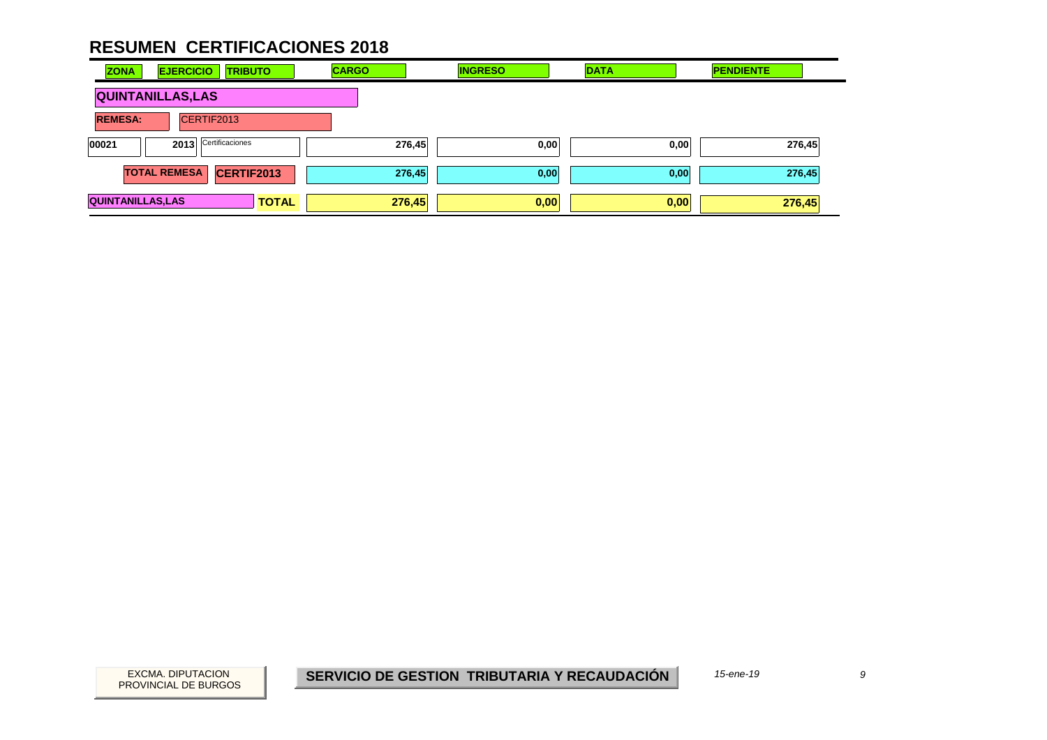# RESUMEN CERTIFICACIONES 2018

| ZONA | EJERCICIO | TRIBUTO | CARGO | INGRESO | DATA | PENDIENTE |
|---|---|---|---|---|---|---|
| **QUINTANILLAS,LAS** | | | | | | |
| **REMESA:** | CERTIF2013 | | | | | |
| 00021 | 2013 | Certificaciones | 276,45 | 0,00 | 0,00 | 276,45 |
| | **TOTAL REMESA** | **CERTIF2013** | **276,45** | **0,00** | **0,00** | **276,45** |
| **QUINTANILLAS,LAS** | | **TOTAL** | **276,45** | **0,00** | **0,00** | **276,45** |

EXCMA. DIPUTACION PROVINCIAL DE BURGOS

**SERVICIO DE GESTION TRIBUTARIA Y RECAUDACIÓN**

*15-ene-19*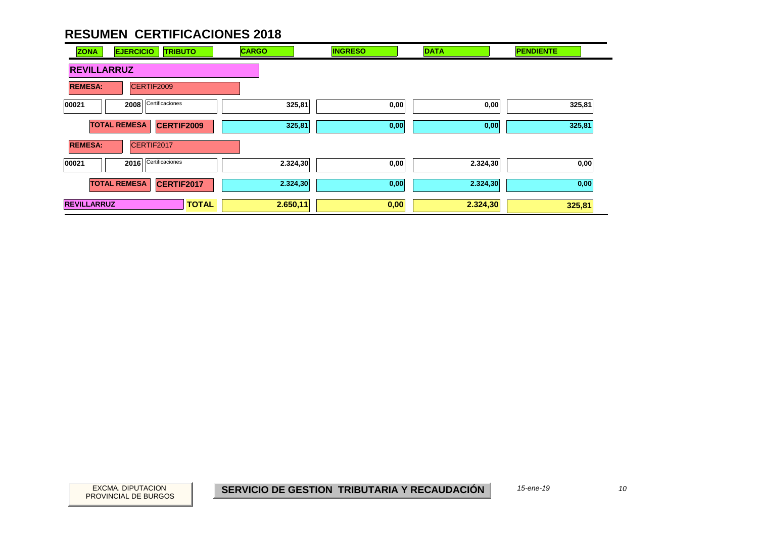# RESUMEN CERTIFICACIONES 2018

| ZONA | EJERCICIO | TRIBUTO | CARGO | INGRESO | DATA | PENDIENTE |
|---|---|---|---|---|---|---|
| **REVILLARRUZ** | | | | | | |
| **REMESA:** | CERTIF2009 | | | | | |
| 00021 | 2008 | Certificaciones | 325,81 | 0,00 | 0,00 | 325,81 |
| | **TOTAL REMESA** | **CERTIF2009** | 325,81 | 0,00 | 0,00 | 325,81 |
| **REMESA:** | CERTIF2017 | | | | | |
| 00021 | 2016 | Certificaciones | 2.324,30 | 0,00 | 2.324,30 | 0,00 |
| | **TOTAL REMESA** | **CERTIF2017** | 2.324,30 | 0,00 | 2.324,30 | 0,00 |
| **REVILLARRUZ** | | **TOTAL** | **2.650,11** | **0,00** | **2.324,30** | **325,81** |

EXCMA. DIPUTACION PROVINCIAL DE BURGOS

**SERVICIO DE GESTION TRIBUTARIA Y RECAUDACIÓN**

*15-ene-19*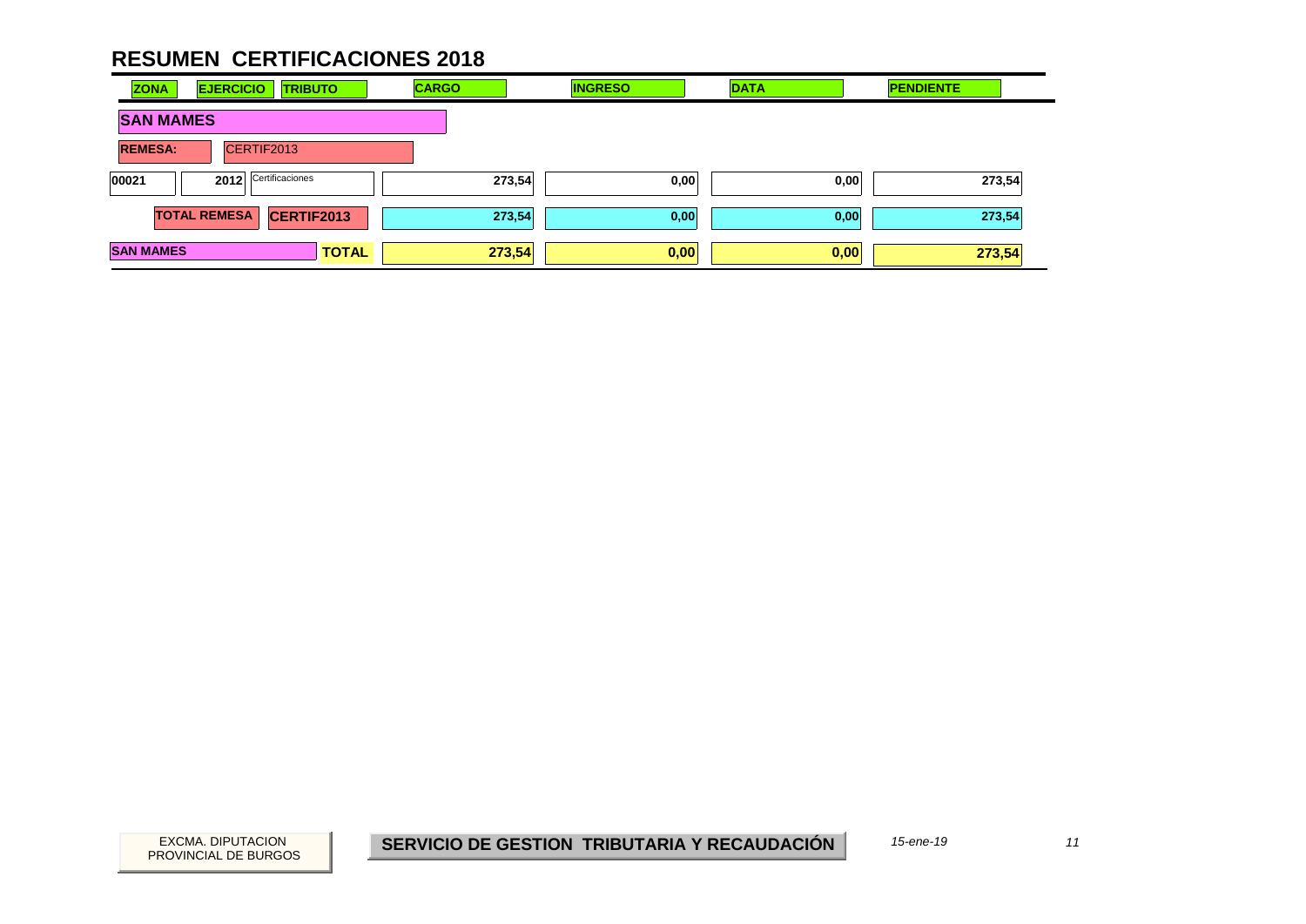# RESUMEN CERTIFICACIONES 2018

| ZONA | EJERCICIO | TRIBUTO | CARGO | INGRESO | DATA | PENDIENTE |
|---|---|---|---|---|---|---|
| **SAN MAMES** | | | | | | |
| **REMESA:** | CERTIF2013 | | | | | |
| 00021 | 2012 | Certificaciones | 273,54 | 0,00 | 0,00 | 273,54 |
| **TOTAL REMESA** | **CERTIF2013** | | **273,54** | **0,00** | **0,00** | **273,54** |
| **SAN MAMES** | | **TOTAL** | **273,54** | **0,00** | **0,00** | **273,54** |

EXCMA. DIPUTACION PROVINCIAL DE BURGOS

**SERVICIO DE GESTION TRIBUTARIA Y RECAUDACIÓN**

*15-ene-19*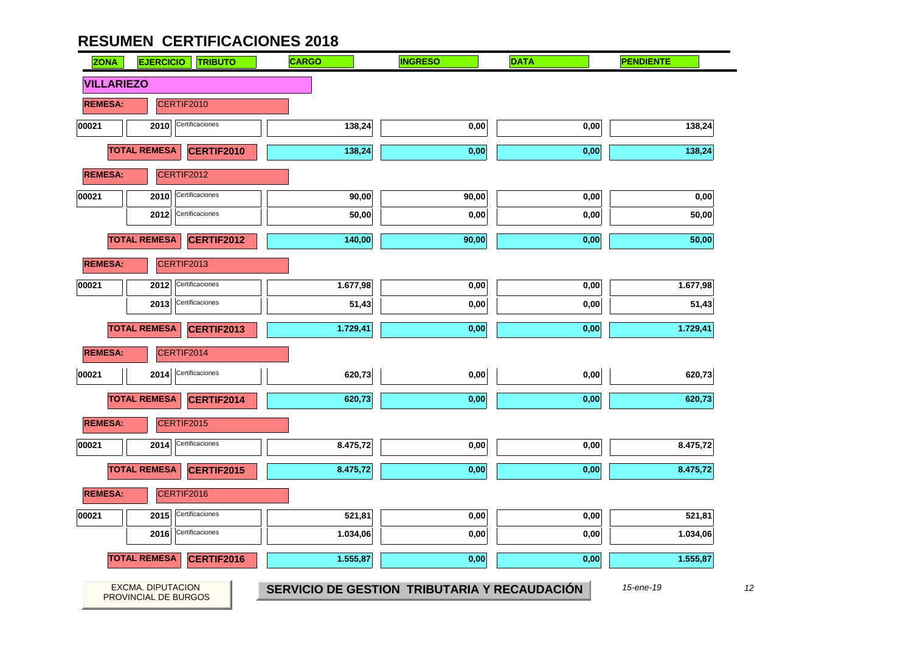# RESUMEN CERTIFICACIONES 2018

| ZONA | EJERCICIO | TRIBUTO | CARGO | INGRESO | DATA | PENDIENTE |
|---|---|---|---|---|---|---|
| **VILLARIEZO** | | | | | | |
| **REMESA:** | CERTIF2010 | | | | | |
| 00021 | 2010 | Certificaciones | 138,24 | 0,00 | 0,00 | 138,24 |
| | **TOTAL REMESA** | **CERTIF2010** | **138,24** | **0,00** | **0,00** | **138,24** |
| **REMESA:** | CERTIF2012 | | | | | |
| 00021 | 2010 | Certificaciones | 90,00 | 90,00 | 0,00 | 0,00 |
| | 2012 | Certificaciones | 50,00 | 0,00 | 0,00 | 50,00 |
| | **TOTAL REMESA** | **CERTIF2012** | **140,00** | **90,00** | **0,00** | **50,00** |
| **REMESA:** | CERTIF2013 | | | | | |
| 00021 | 2012 | Certificaciones | 1.677,98 | 0,00 | 0,00 | 1.677,98 |
| | 2013 | Certificaciones | 51,43 | 0,00 | 0,00 | 51,43 |
| | **TOTAL REMESA** | **CERTIF2013** | **1.729,41** | **0,00** | **0,00** | **1.729,41** |
| **REMESA:** | CERTIF2014 | | | | | |
| 00021 | 2014 | Certificaciones | 620,73 | 0,00 | 0,00 | 620,73 |
| | **TOTAL REMESA** | **CERTIF2014** | **620,73** | **0,00** | **0,00** | **620,73** |
| **REMESA:** | CERTIF2015 | | | | | |
| 00021 | 2014 | Certificaciones | 8.475,72 | 0,00 | 0,00 | 8.475,72 |
| | **TOTAL REMESA** | **CERTIF2015** | **8.475,72** | **0,00** | **0,00** | **8.475,72** |
| **REMESA:** | CERTIF2016 | | | | | |
| 00021 | 2015 | Certificaciones | 521,81 | 0,00 | 0,00 | 521,81 |
| | 2016 | Certificaciones | 1.034,06 | 0,00 | 0,00 | 1.034,06 |
| | **TOTAL REMESA** | **CERTIF2016** | **1.555,87** | **0,00** | **0,00** | **1.555,87** |

EXCMA. DIPUTACION PROVINCIAL DE BURGOS

**SERVICIO DE GESTION TRIBUTARIA Y RECAUDACIÓN**

*15-ene-19*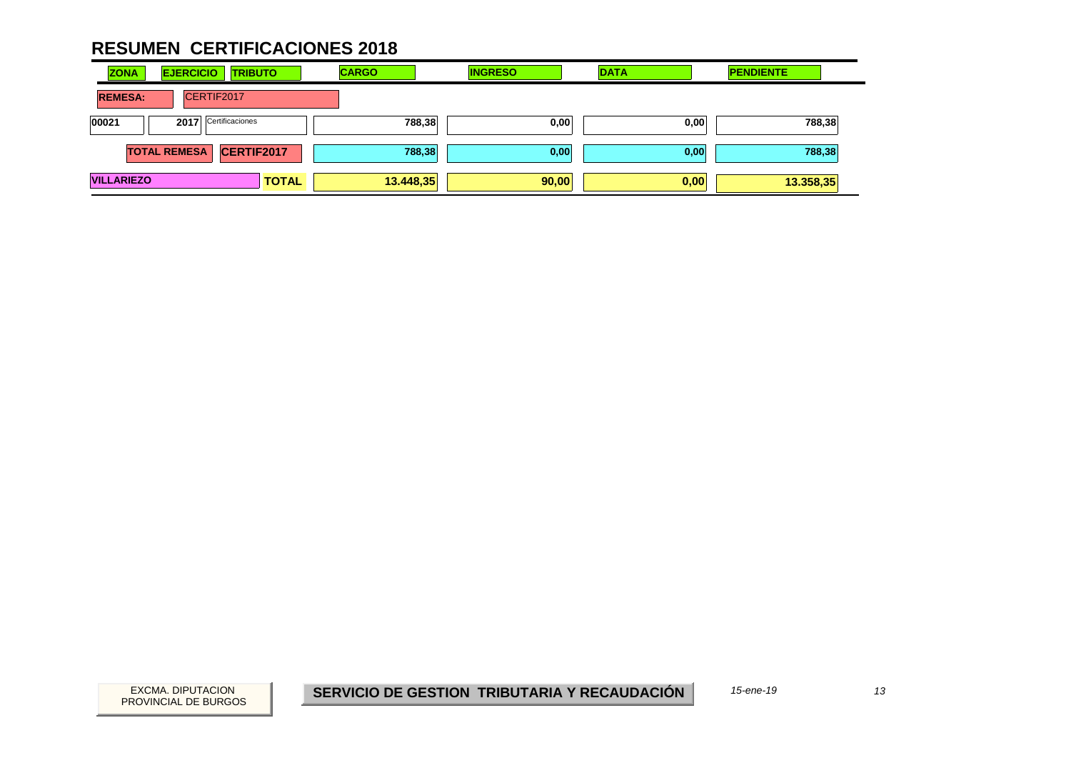# RESUMEN CERTIFICACIONES 2018

| ZONA | EJERCICIO | TRIBUTO | CARGO | INGRESO | DATA | PENDIENTE |
|---|---|---|---|---|---|---|
| **REMESA:** | CERTIF2017 | | | | | |
| 00021 | 2017 | Certificaciones | 788,38 | 0,00 | 0,00 | 788,38 |
| | **TOTAL REMESA** | **CERTIF2017** | **788,38** | **0,00** | **0,00** | **788,38** |
| **VILLARIEZO** | | **TOTAL** | **13.448,35** | **90,00** | **0,00** | **13.358,35** |

EXCMA. DIPUTACION PROVINCIAL DE BURGOS

**SERVICIO DE GESTION TRIBUTARIA Y RECAUDACIÓN**

*15-ene-19*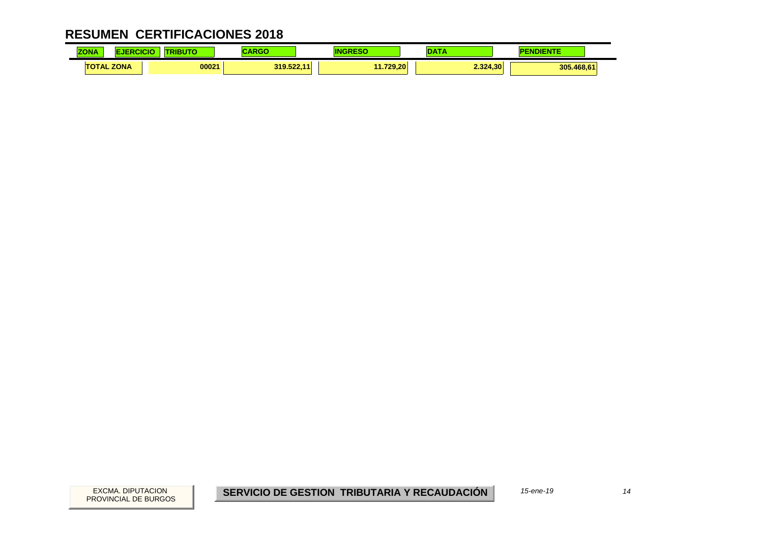# RESUMEN CERTIFICACIONES 2018

| ZONA | EJERCICIO | TRIBUTO | CARGO | INGRESO | DATA | PENDIENTE |
|---|---|---|---|---|---|---|
| TOTAL ZONA | | 00021 | 319.522,11 | 11.729,20 | 2.324,30 | 305.468,61 |

EXCMA. DIPUTACION PROVINCIAL DE BURGOS

**SERVICIO DE GESTION TRIBUTARIA Y RECAUDACIÓN**

*15-ene-19*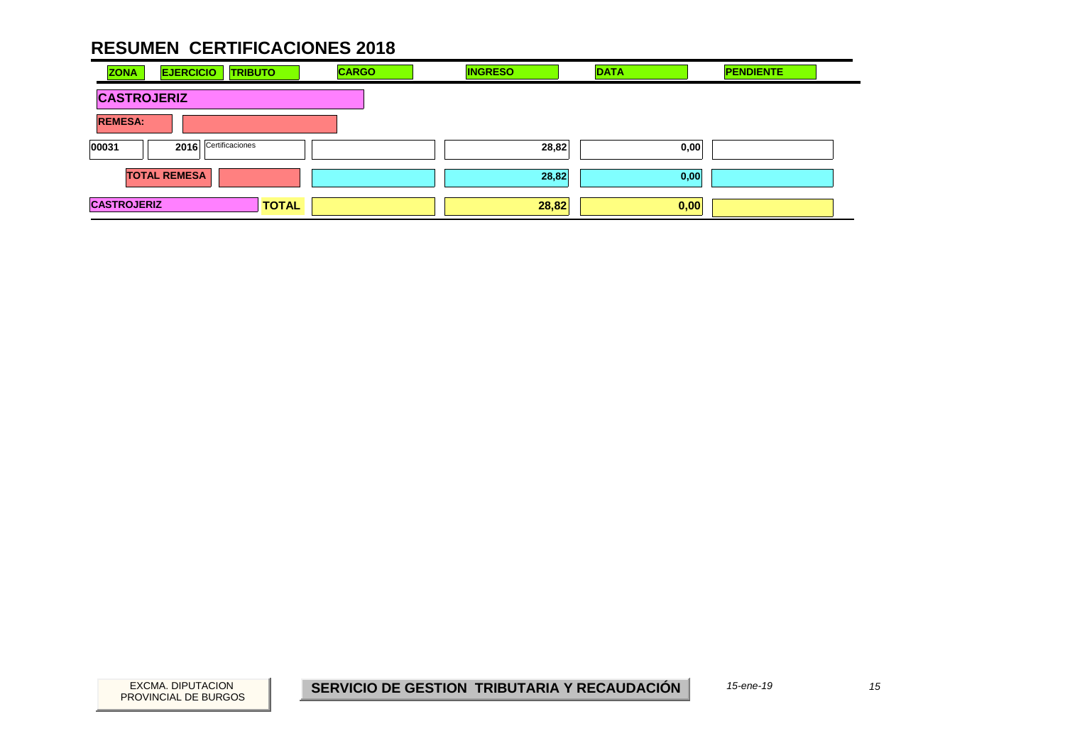# RESUMEN CERTIFICACIONES 2018

| ZONA | EJERCICIO | TRIBUTO | CARGO | INGRESO | DATA | PENDIENTE |
|---|---|---|---|---|---|---|
| **CASTROJERIZ** | | | | | | |
| **REMESA:** | | | | | | |
| 00031 | 2016 | Certificaciones | | 28,82 | 0,00 | |
| | **TOTAL REMESA** | | | 28,82 | 0,00 | |
| **CASTROJERIZ** | | **TOTAL** | | 28,82 | 0,00 | |

EXCMA. DIPUTACION PROVINCIAL DE BURGOS

**SERVICIO DE GESTION TRIBUTARIA Y RECAUDACIÓN**

*15-ene-19*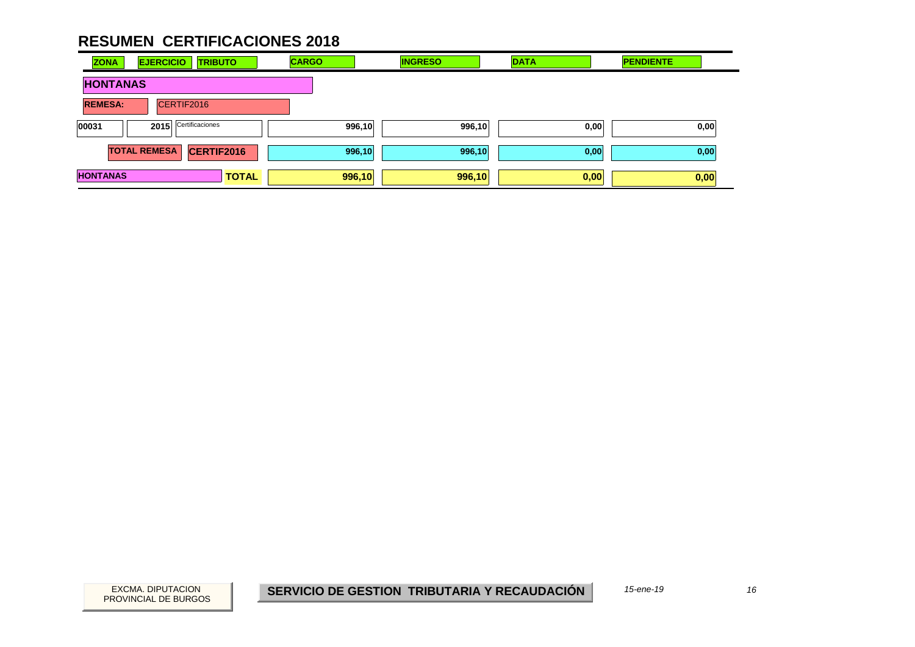# RESUMEN CERTIFICACIONES 2018

| ZONA | EJERCICIO | TRIBUTO | CARGO | INGRESO | DATA | PENDIENTE |
|---|---|---|---|---|---|---|
| **HONTANAS** | | | | | | |
| **REMESA:** | CERTIF2016 | | | | | |
| 00031 | 2015 | Certificaciones | 996,10 | 996,10 | 0,00 | 0,00 |
| | **TOTAL REMESA** | **CERTIF2016** | 996,10 | 996,10 | 0,00 | 0,00 |
| **HONTANAS** | | **TOTAL** | **996,10** | **996,10** | **0,00** | **0,00** |

EXCMA. DIPUTACION PROVINCIAL DE BURGOS

**SERVICIO DE GESTION TRIBUTARIA Y RECAUDACIÓN**

*15-ene-19*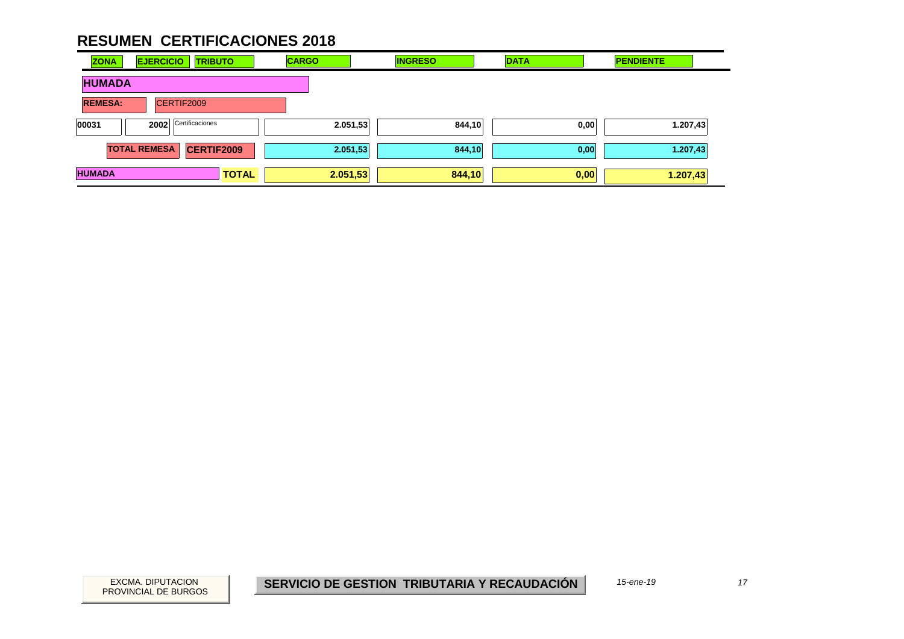# RESUMEN CERTIFICACIONES 2018

| ZONA | EJERCICIO | TRIBUTO | CARGO | INGRESO | DATA | PENDIENTE |
|---|---|---|---|---|---|---|
| **HUMADA** | | | | | | |
| **REMESA:** | CERTIF2009 | | | | | |
| 00031 | 2002 | Certificaciones | 2.051,53 | 844,10 | 0,00 | 1.207,43 |
| | **TOTAL REMESA** | **CERTIF2009** | **2.051,53** | **844,10** | **0,00** | **1.207,43** |
| **HUMADA** | | **TOTAL** | **2.051,53** | **844,10** | **0,00** | **1.207,43** |

EXCMA. DIPUTACION PROVINCIAL DE BURGOS

**SERVICIO DE GESTION TRIBUTARIA Y RECAUDACIÓN**

*15-ene-19*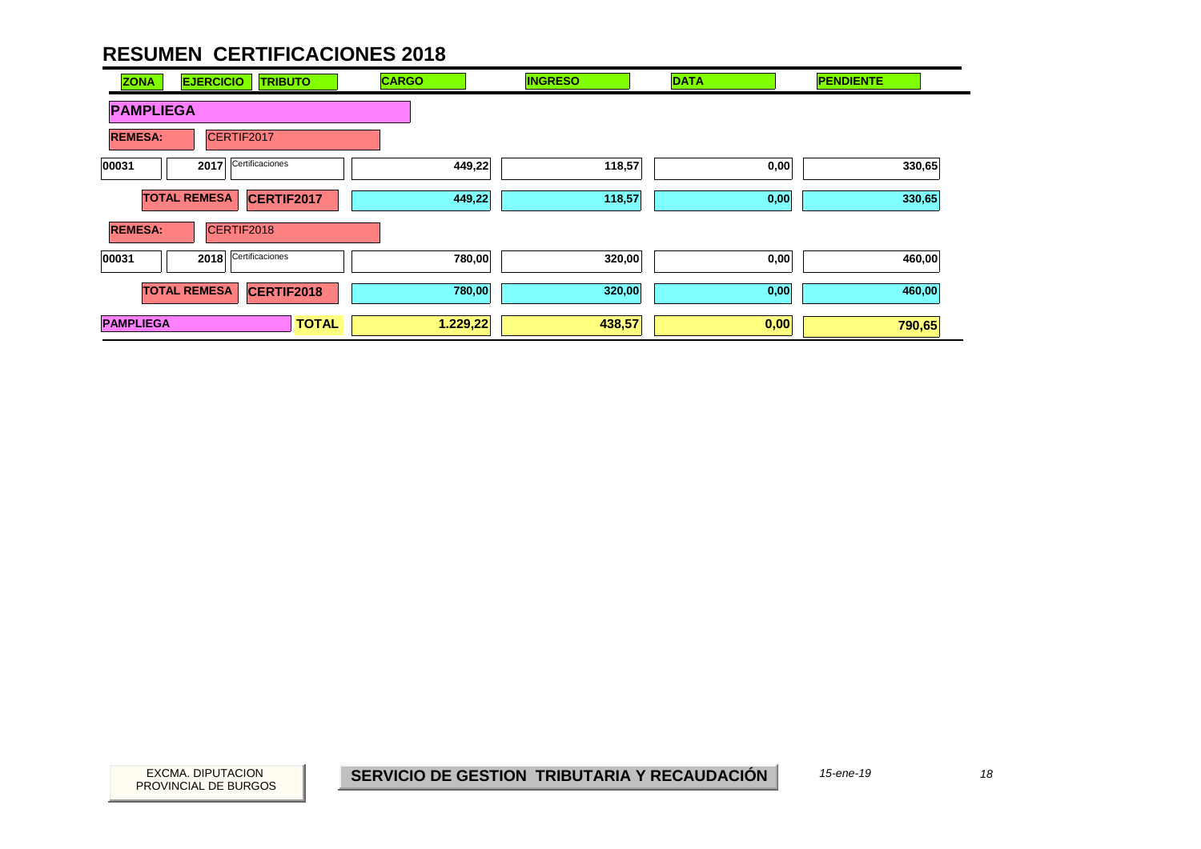# RESUMEN CERTIFICACIONES 2018

| ZONA | EJERCICIO | TRIBUTO | CARGO | INGRESO | DATA | PENDIENTE |
|---|---|---|---|---|---|---|
| **PAMPLIEGA** | | | | | | |
| **REMESA:** | CERTIF2017 | | | | | |
| 00031 | 2017 | Certificaciones | 449,22 | 118,57 | 0,00 | 330,65 |
| | **TOTAL REMESA** | **CERTIF2017** | 449,22 | 118,57 | 0,00 | 330,65 |
| **REMESA:** | CERTIF2018 | | | | | |
| 00031 | 2018 | Certificaciones | 780,00 | 320,00 | 0,00 | 460,00 |
| | **TOTAL REMESA** | **CERTIF2018** | 780,00 | 320,00 | 0,00 | 460,00 |
| **PAMPLIEGA** | | **TOTAL** | 1.229,22 | 438,57 | 0,00 | 790,65 |

EXCMA. DIPUTACION PROVINCIAL DE BURGOS

**SERVICIO DE GESTION TRIBUTARIA Y RECAUDACIÓN**

*15-ene-19*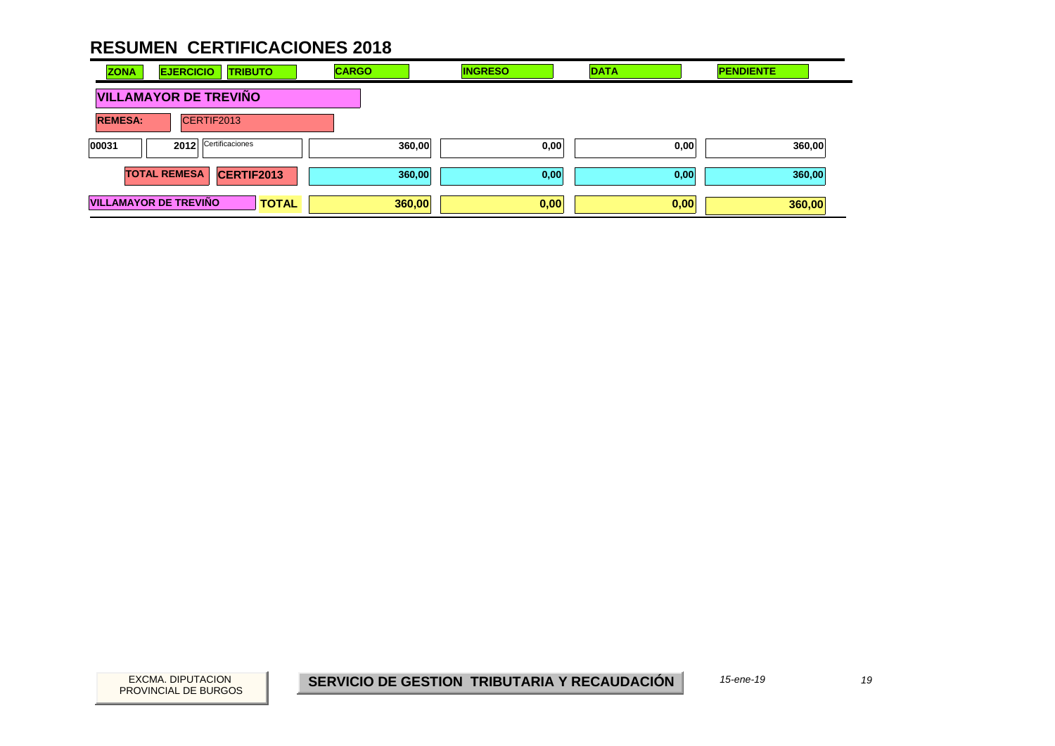# RESUMEN CERTIFICACIONES 2018

| ZONA | EJERCICIO | TRIBUTO | CARGO | INGRESO | DATA | PENDIENTE |
|---|---|---|---|---|---|---|
| **VILLAMAYOR DE TREVIÑO** | | | | | | |
| **REMESA:** | CERTIF2013 | | | | | |
| 00031 | 2012 | Certificaciones | 360,00 | 0,00 | 0,00 | 360,00 |
| **TOTAL REMESA** | **CERTIF2013** | | **360,00** | **0,00** | **0,00** | **360,00** |
| **VILLAMAYOR DE TREVIÑO** | | **TOTAL** | **360,00** | **0,00** | **0,00** | **360,00** |

EXCMA. DIPUTACION PROVINCIAL DE BURGOS

**SERVICIO DE GESTION TRIBUTARIA Y RECAUDACIÓN**

*15-ene-19*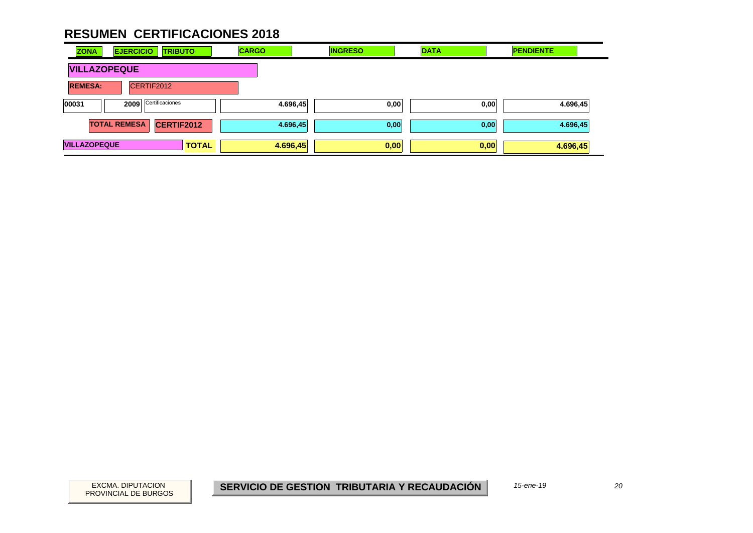# RESUMEN CERTIFICACIONES 2018

| ZONA | EJERCICIO | TRIBUTO | CARGO | INGRESO | DATA | PENDIENTE |
|---|---|---|---|---|---|---|
| **VILLAZOPEQUE** | | | | | | |
| **REMESA:** | CERTIF2012 | | | | | |
| 00031 | 2009 | Certificaciones | 4.696,45 | 0,00 | 0,00 | 4.696,45 |
| | **TOTAL REMESA** | **CERTIF2012** | **4.696,45** | **0,00** | **0,00** | **4.696,45** |
| **VILLAZOPEQUE** | | **TOTAL** | **4.696,45** | **0,00** | **0,00** | **4.696,45** |

EXCMA. DIPUTACION PROVINCIAL DE BURGOS

**SERVICIO DE GESTION TRIBUTARIA Y RECAUDACIÓN**

*15-ene-19*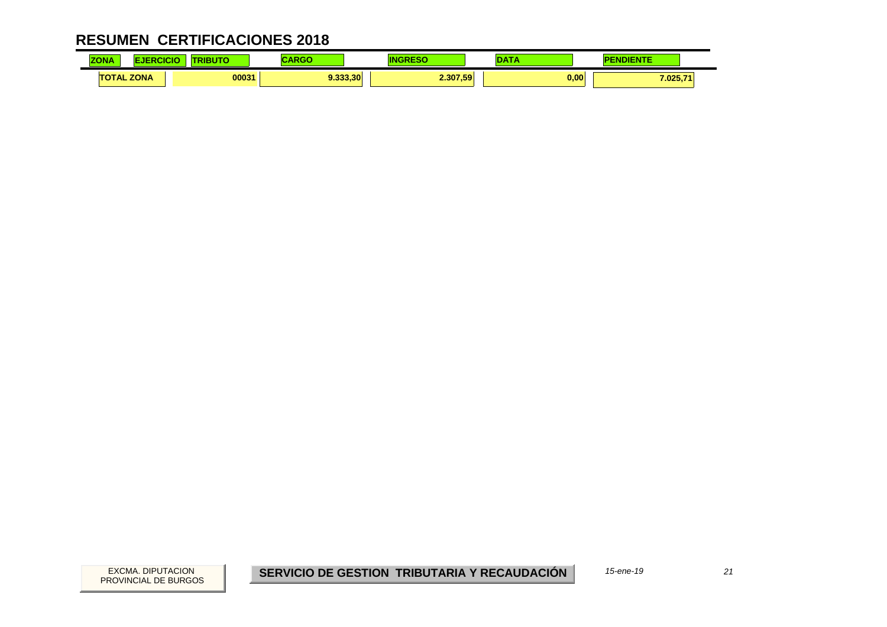# RESUMEN CERTIFICACIONES 2018

| ZONA | EJERCICIO | TRIBUTO | CARGO | INGRESO | DATA | PENDIENTE |
|---|---|---|---|---|---|---|
| TOTAL ZONA | | 00031 | 9.333,30 | 2.307,59 | 0,00 | 7.025,71 |

EXCMA. DIPUTACION PROVINCIAL DE BURGOS

**SERVICIO DE GESTION TRIBUTARIA Y RECAUDACIÓN**

*15-ene-19*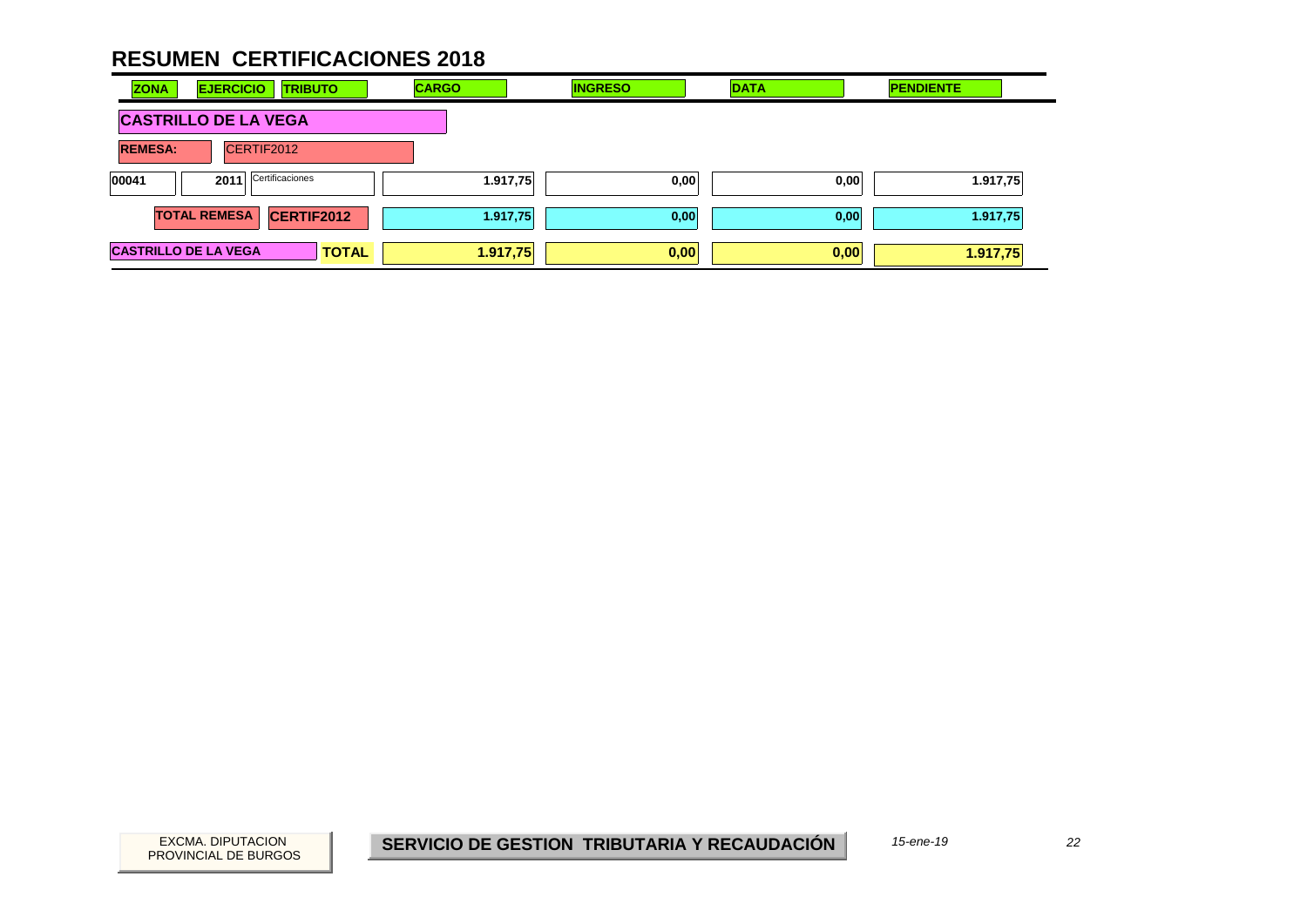# RESUMEN CERTIFICACIONES 2018

| ZONA | EJERCICIO | TRIBUTO | CARGO | INGRESO | DATA | PENDIENTE |
|---|---|---|---|---|---|---|
| **CASTRILLO DE LA VEGA** | | | | | | |
| **REMESA:** | CERTIF2012 | | | | | |
| 00041 | 2011 | Certificaciones | 1.917,75 | 0,00 | 0,00 | 1.917,75 |
| **TOTAL REMESA** | | **CERTIF2012** | **1.917,75** | **0,00** | **0,00** | **1.917,75** |
| **CASTRILLO DE LA VEGA** | | **TOTAL** | **1.917,75** | **0,00** | **0,00** | **1.917,75** |

EXCMA. DIPUTACION PROVINCIAL DE BURGOS

**SERVICIO DE GESTION TRIBUTARIA Y RECAUDACIÓN**

*15-ene-19*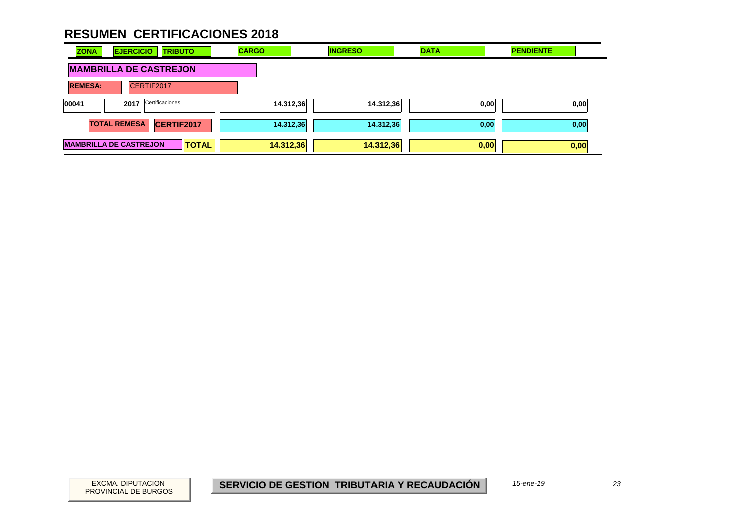# RESUMEN CERTIFICACIONES 2018

| ZONA | EJERCICIO | TRIBUTO | CARGO | INGRESO | DATA | PENDIENTE |
|---|---|---|---|---|---|---|
| **MAMBRILLA DE CASTREJON** | | | | | | |
| **REMESA:** | CERTIF2017 | | | | | |
| 00041 | 2017 | Certificaciones | 14.312,36 | 14.312,36 | 0,00 | 0,00 |
| | **TOTAL REMESA** | **CERTIF2017** | **14.312,36** | **14.312,36** | **0,00** | **0,00** |
| **MAMBRILLA DE CASTREJON** | | **TOTAL** | **14.312,36** | **14.312,36** | **0,00** | **0,00** |

EXCMA. DIPUTACION PROVINCIAL DE BURGOS

**SERVICIO DE GESTION TRIBUTARIA Y RECAUDACIÓN**

*15-ene-19*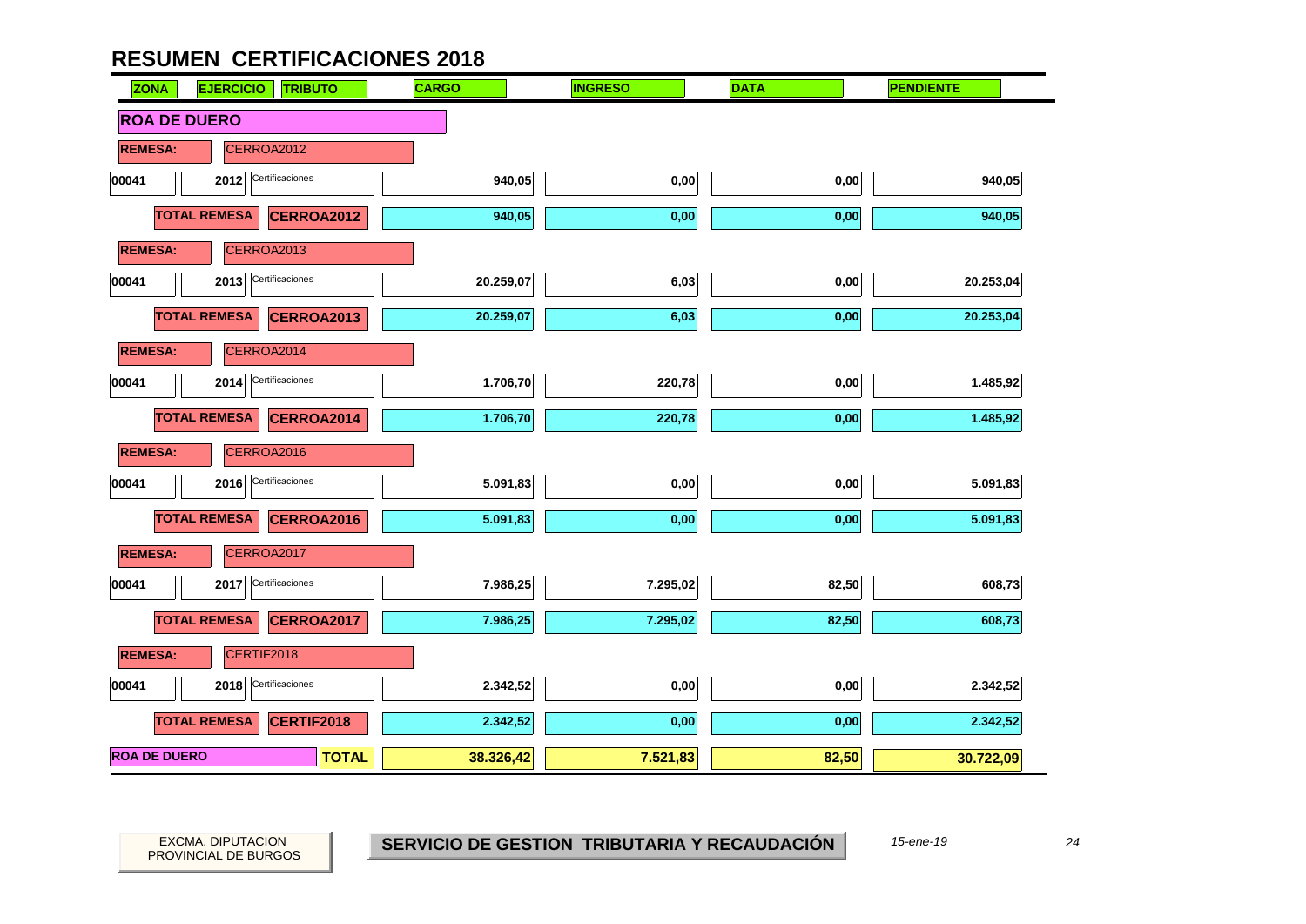# RESUMEN CERTIFICACIONES 2018

| ZONA | EJERCICIO | TRIBUTO | CARGO | INGRESO | DATA | PENDIENTE |
|---|---|---|---|---|---|---|
| **ROA DE DUERO** | | | | | | |
| **REMESA:** | CERROA2012 | | | | | |
| 00041 | 2012 | Certificaciones | 940,05 | 0,00 | 0,00 | 940,05 |
| | **TOTAL REMESA** | **CERROA2012** | 940,05 | 0,00 | 0,00 | 940,05 |
| **REMESA:** | CERROA2013 | | | | | |
| 00041 | 2013 | Certificaciones | 20.259,07 | 6,03 | 0,00 | 20.253,04 |
| | **TOTAL REMESA** | **CERROA2013** | 20.259,07 | 6,03 | 0,00 | 20.253,04 |
| **REMESA:** | CERROA2014 | | | | | |
| 00041 | 2014 | Certificaciones | 1.706,70 | 220,78 | 0,00 | 1.485,92 |
| | **TOTAL REMESA** | **CERROA2014** | 1.706,70 | 220,78 | 0,00 | 1.485,92 |
| **REMESA:** | CERROA2016 | | | | | |
| 00041 | 2016 | Certificaciones | 5.091,83 | 0,00 | 0,00 | 5.091,83 |
| | **TOTAL REMESA** | **CERROA2016** | 5.091,83 | 0,00 | 0,00 | 5.091,83 |
| **REMESA:** | CERROA2017 | | | | | |
| 00041 | 2017 | Certificaciones | 7.986,25 | 7.295,02 | 82,50 | 608,73 |
| | **TOTAL REMESA** | **CERROA2017** | 7.986,25 | 7.295,02 | 82,50 | 608,73 |
| **REMESA:** | CERTIF2018 | | | | | |
| 00041 | 2018 | Certificaciones | 2.342,52 | 0,00 | 0,00 | 2.342,52 |
| | **TOTAL REMESA** | **CERTIF2018** | 2.342,52 | 0,00 | 0,00 | 2.342,52 |
| **ROA DE DUERO** | | **TOTAL** | **38.326,42** | **7.521,83** | **82,50** | **30.722,09** |

EXCMA. DIPUTACION PROVINCIAL DE BURGOS

**SERVICIO DE GESTION TRIBUTARIA Y RECAUDACIÓN**

*15-ene-19*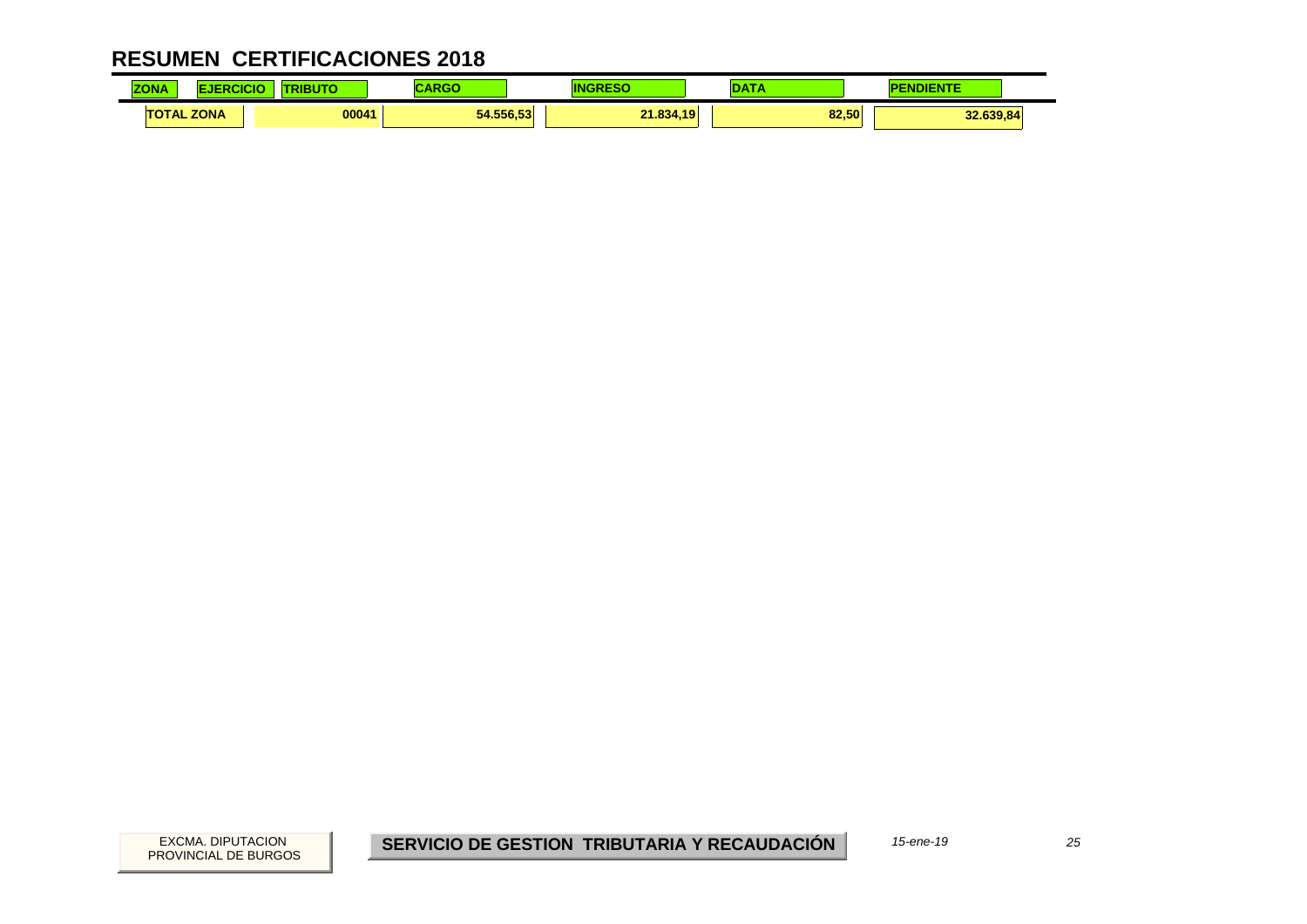# RESUMEN CERTIFICACIONES 2018

| ZONA | EJERCICIO | TRIBUTO | CARGO | INGRESO | DATA | PENDIENTE |
|---|---|---|---|---|---|---|
| TOTAL ZONA | | 00041 | 54.556,53 | 21.834,19 | 82,50 | 32.639,84 |

EXCMA. DIPUTACION PROVINCIAL DE BURGOS

**SERVICIO DE GESTION TRIBUTARIA Y RECAUDACIÓN**

*15-ene-19*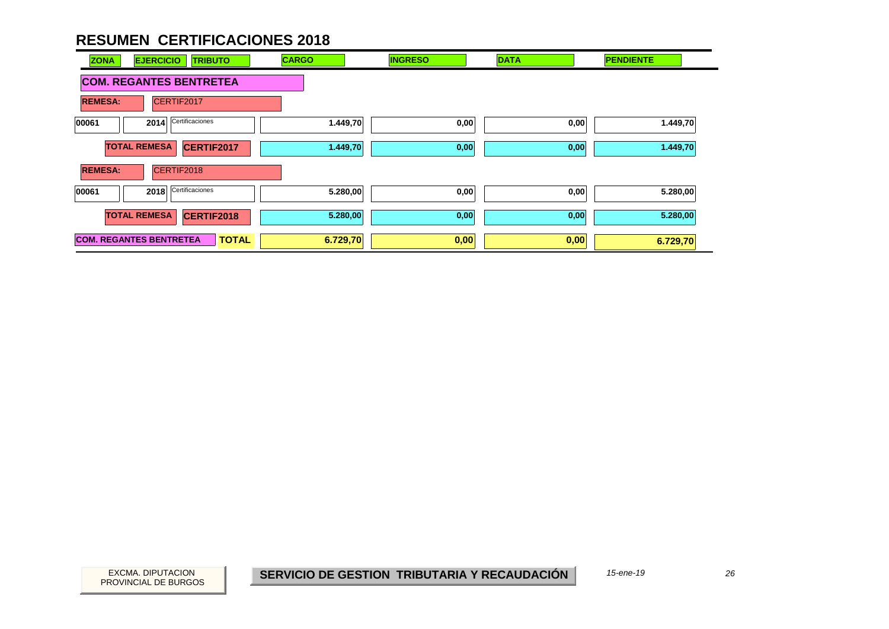# RESUMEN CERTIFICACIONES 2018

| ZONA | EJERCICIO | TRIBUTO | CARGO | INGRESO | DATA | PENDIENTE |
|---|---|---|---|---|---|---|
| **COM. REGANTES BENTRETEA** | | | | | | |
| **REMESA:** | CERTIF2017 | | | | | |
| 00061 | 2014 | Certificaciones | 1.449,70 | 0,00 | 0,00 | 1.449,70 |
| **TOTAL REMESA** | **CERTIF2017** | | 1.449,70 | 0,00 | 0,00 | 1.449,70 |
| **REMESA:** | CERTIF2018 | | | | | |
| 00061 | 2018 | Certificaciones | 5.280,00 | 0,00 | 0,00 | 5.280,00 |
| **TOTAL REMESA** | **CERTIF2018** | | 5.280,00 | 0,00 | 0,00 | 5.280,00 |
| **COM. REGANTES BENTRETEA** | | **TOTAL** | 6.729,70 | 0,00 | 0,00 | 6.729,70 |

EXCMA. DIPUTACION PROVINCIAL DE BURGOS

**SERVICIO DE GESTION TRIBUTARIA Y RECAUDACIÓN**

*15-ene-19*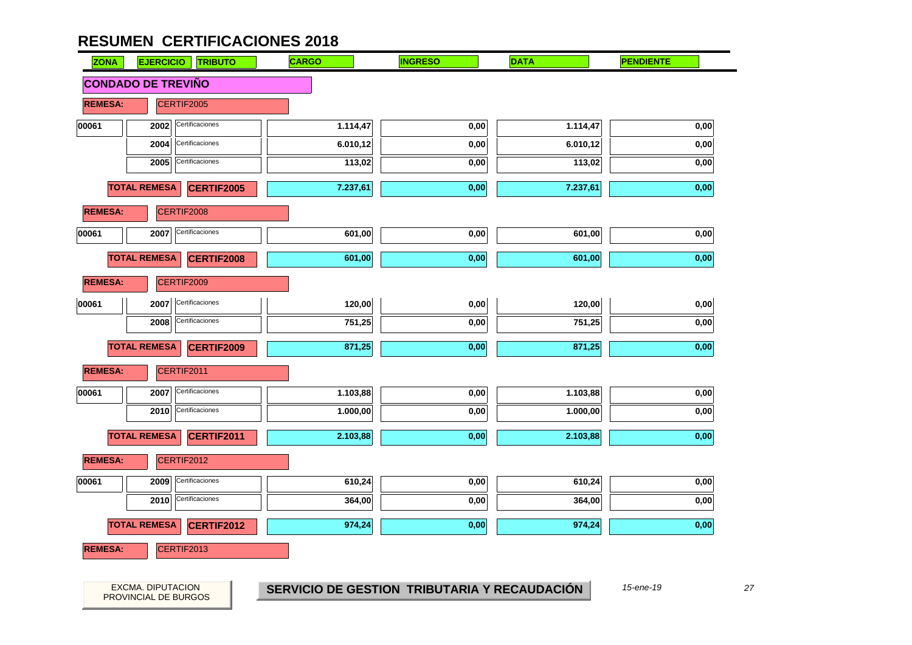# RESUMEN CERTIFICACIONES 2018

| ZONA | EJERCICIO | TRIBUTO | CARGO | INGRESO | DATA | PENDIENTE |
|---|---|---|---|---|---|---|
| **CONDADO DE TREVIÑO** | | | | | | |
| **REMESA:** | CERTIF2005 | | | | | |
| 00061 | 2002 | Certificaciones | 1.114,47 | 0,00 | 1.114,47 | 0,00 |
| | 2004 | Certificaciones | 6.010,12 | 0,00 | 6.010,12 | 0,00 |
| | 2005 | Certificaciones | 113,02 | 0,00 | 113,02 | 0,00 |
| **TOTAL REMESA** | | **CERTIF2005** | **7.237,61** | **0,00** | **7.237,61** | **0,00** |
| **REMESA:** | CERTIF2008 | | | | | |
| 00061 | 2007 | Certificaciones | 601,00 | 0,00 | 601,00 | 0,00 |
| **TOTAL REMESA** | | **CERTIF2008** | **601,00** | **0,00** | **601,00** | **0,00** |
| **REMESA:** | CERTIF2009 | | | | | |
| 00061 | 2007 | Certificaciones | 120,00 | 0,00 | 120,00 | 0,00 |
| | 2008 | Certificaciones | 751,25 | 0,00 | 751,25 | 0,00 |
| **TOTAL REMESA** | | **CERTIF2009** | **871,25** | **0,00** | **871,25** | **0,00** |
| **REMESA:** | CERTIF2011 | | | | | |
| 00061 | 2007 | Certificaciones | 1.103,88 | 0,00 | 1.103,88 | 0,00 |
| | 2010 | Certificaciones | 1.000,00 | 0,00 | 1.000,00 | 0,00 |
| **TOTAL REMESA** | | **CERTIF2011** | **2.103,88** | **0,00** | **2.103,88** | **0,00** |
| **REMESA:** | CERTIF2012 | | | | | |
| 00061 | 2009 | Certificaciones | 610,24 | 0,00 | 610,24 | 0,00 |
| | 2010 | Certificaciones | 364,00 | 0,00 | 364,00 | 0,00 |
| **TOTAL REMESA** | | **CERTIF2012** | **974,24** | **0,00** | **974,24** | **0,00** |
| **REMESA:** | CERTIF2013 | | | | | |

EXCMA. DIPUTACION PROVINCIAL DE BURGOS

**SERVICIO DE GESTION TRIBUTARIA Y RECAUDACIÓN**

*15-ene-19*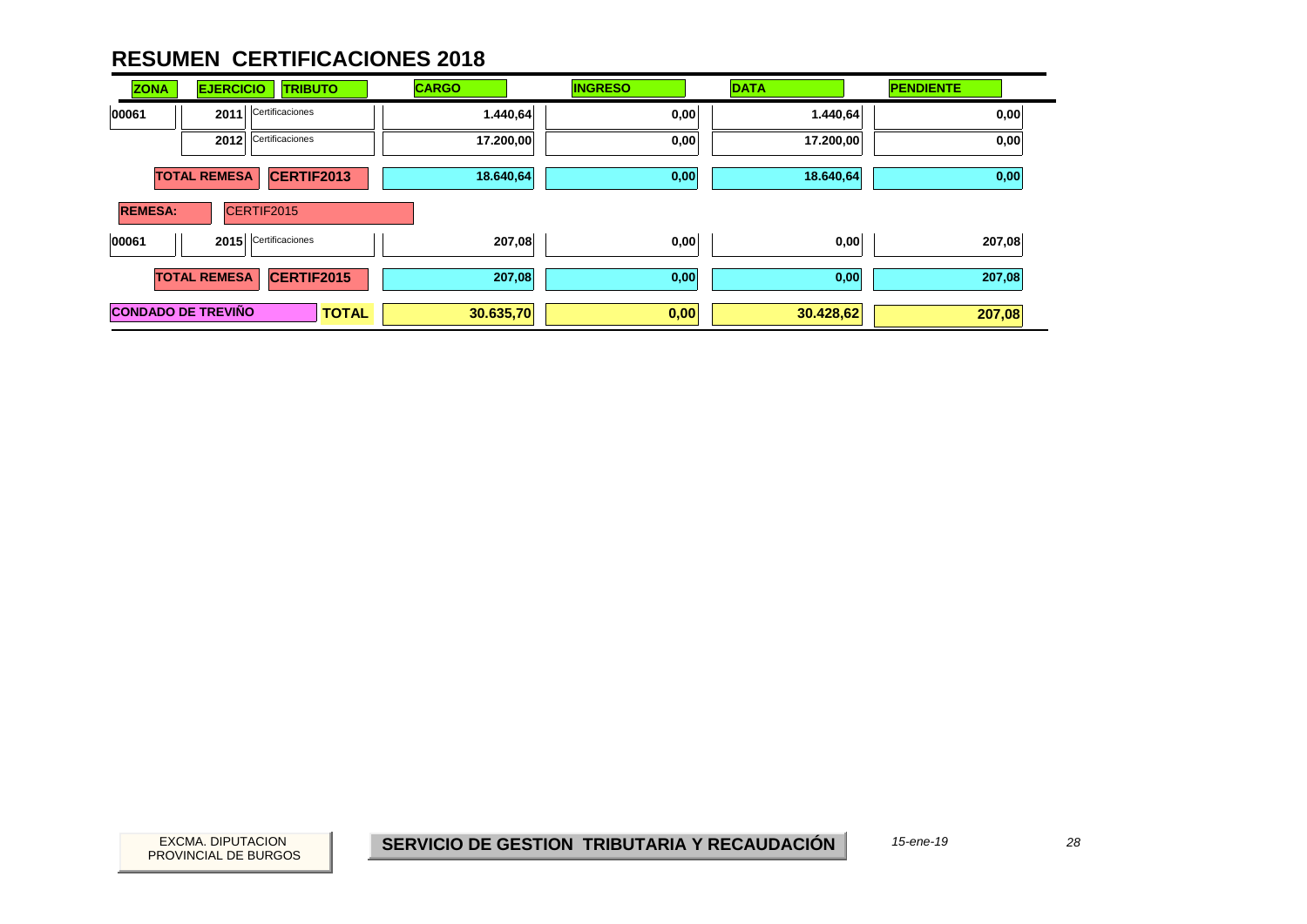# RESUMEN CERTIFICACIONES 2018

| ZONA | EJERCICIO | TRIBUTO | CARGO | INGRESO | DATA | PENDIENTE |
|---|---|---|---|---|---|---|
| 00061 | 2011 | Certificaciones | 1.440,64 | 0,00 | 1.440,64 | 0,00 |
| | 2012 | Certificaciones | 17.200,00 | 0,00 | 17.200,00 | 0,00 |
| **TOTAL REMESA** | | **CERTIF2013** | **18.640,64** | **0,00** | **18.640,64** | **0,00** |
| **REMESA:** | CERTIF2015 | | | | | |
| 00061 | 2015 | Certificaciones | 207,08 | 0,00 | 0,00 | 207,08 |
| **TOTAL REMESA** | | **CERTIF2015** | **207,08** | **0,00** | **0,00** | **207,08** |
| **CONDADO DE TREVIÑO** | | **TOTAL** | **30.635,70** | **0,00** | **30.428,62** | **207,08** |

EXCMA. DIPUTACION PROVINCIAL DE BURGOS

**SERVICIO DE GESTION TRIBUTARIA Y RECAUDACIÓN**

*15-ene-19*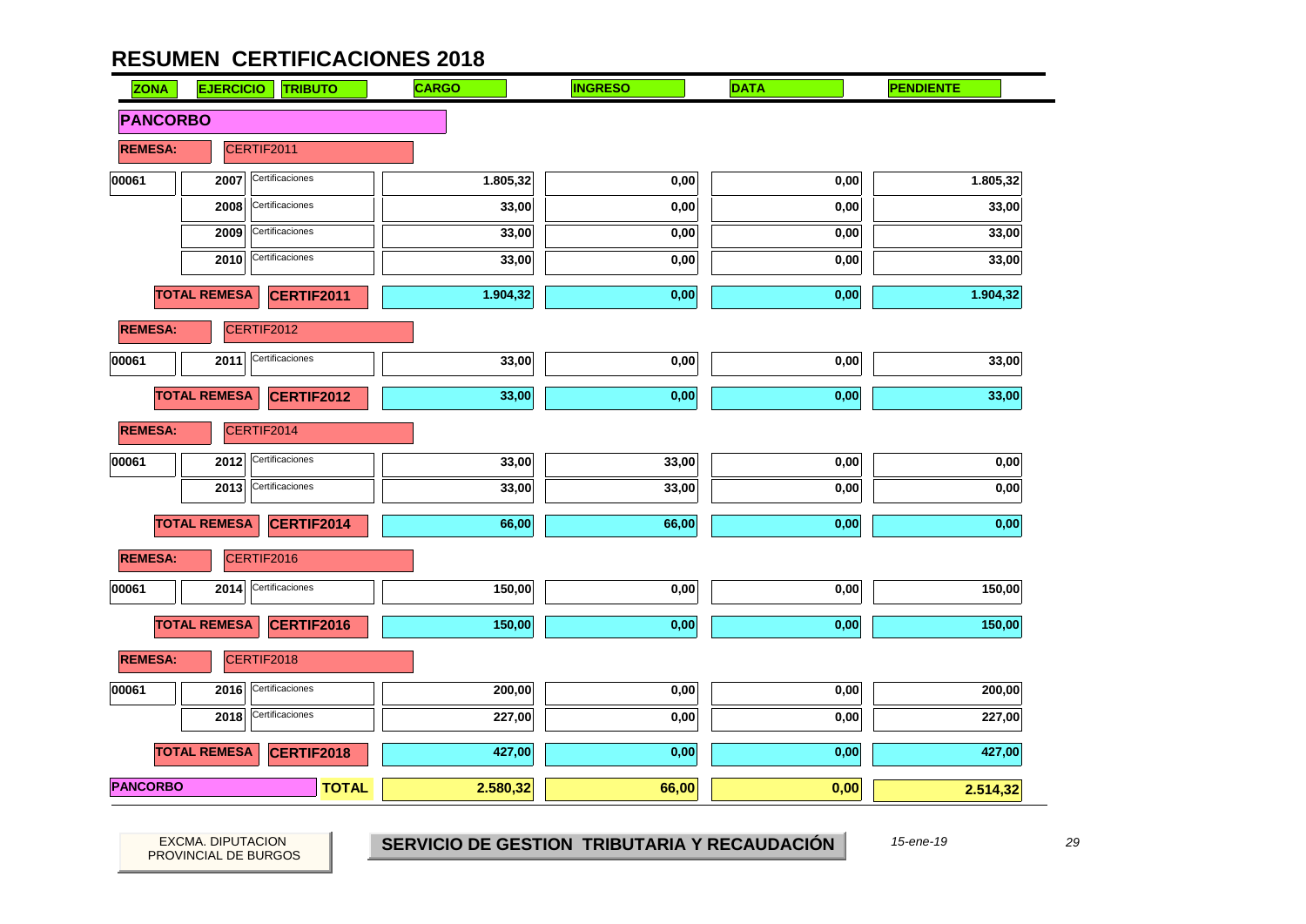# RESUMEN CERTIFICACIONES 2018

| ZONA | EJERCICIO | TRIBUTO | CARGO | INGRESO | DATA | PENDIENTE |
|---|---|---|---|---|---|---|
| **PANCORBO** | | | | | | |
| **REMESA:** | CERTIF2011 | | | | | |
| 00061 | 2007 | Certificaciones | 1.805,32 | 0,00 | 0,00 | 1.805,32 |
| | 2008 | Certificaciones | 33,00 | 0,00 | 0,00 | 33,00 |
| | 2009 | Certificaciones | 33,00 | 0,00 | 0,00 | 33,00 |
| | 2010 | Certificaciones | 33,00 | 0,00 | 0,00 | 33,00 |
| | **TOTAL REMESA** | **CERTIF2011** | **1.904,32** | **0,00** | **0,00** | **1.904,32** |
| **REMESA:** | CERTIF2012 | | | | | |
| 00061 | 2011 | Certificaciones | 33,00 | 0,00 | 0,00 | 33,00 |
| | **TOTAL REMESA** | **CERTIF2012** | **33,00** | **0,00** | **0,00** | **33,00** |
| **REMESA:** | CERTIF2014 | | | | | |
| 00061 | 2012 | Certificaciones | 33,00 | 33,00 | 0,00 | 0,00 |
| | 2013 | Certificaciones | 33,00 | 33,00 | 0,00 | 0,00 |
| | **TOTAL REMESA** | **CERTIF2014** | **66,00** | **66,00** | **0,00** | **0,00** |
| **REMESA:** | CERTIF2016 | | | | | |
| 00061 | 2014 | Certificaciones | 150,00 | 0,00 | 0,00 | 150,00 |
| | **TOTAL REMESA** | **CERTIF2016** | **150,00** | **0,00** | **0,00** | **150,00** |
| **REMESA:** | CERTIF2018 | | | | | |
| 00061 | 2016 | Certificaciones | 200,00 | 0,00 | 0,00 | 200,00 |
| | 2018 | Certificaciones | 227,00 | 0,00 | 0,00 | 227,00 |
| | **TOTAL REMESA** | **CERTIF2018** | **427,00** | **0,00** | **0,00** | **427,00** |
| **PANCORBO** | | **TOTAL** | **2.580,32** | **66,00** | **0,00** | **2.514,32** |

EXCMA. DIPUTACION PROVINCIAL DE BURGOS

**SERVICIO DE GESTION TRIBUTARIA Y RECAUDACIÓN**

*15-ene-19*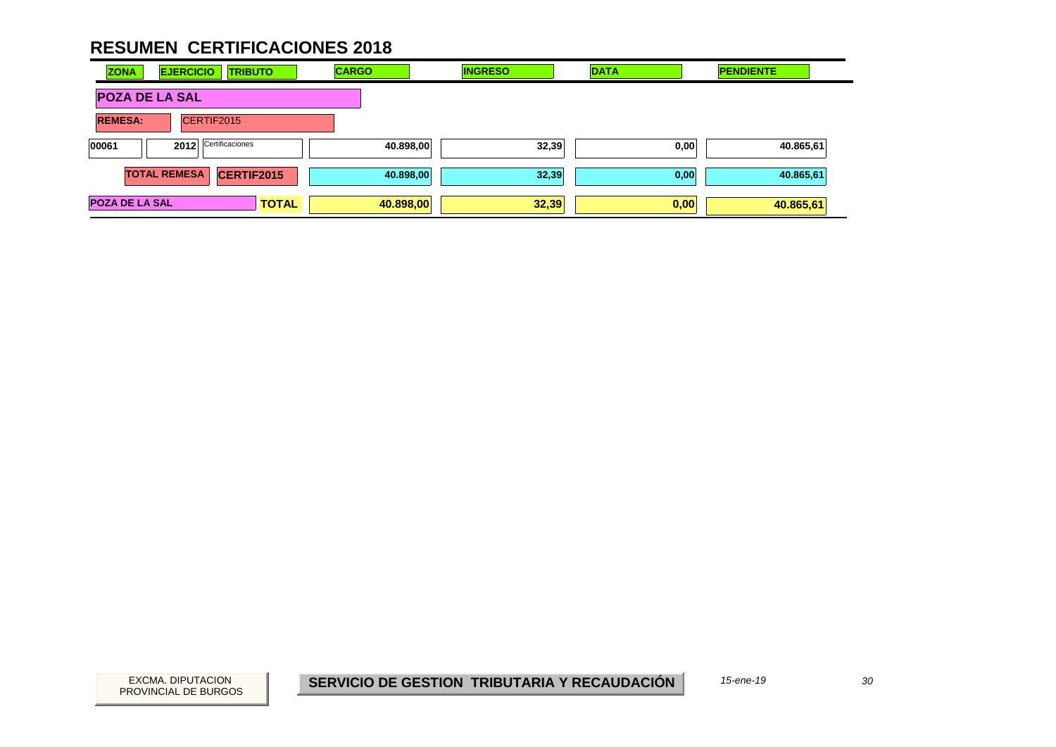# RESUMEN CERTIFICACIONES 2018

| ZONA | EJERCICIO | TRIBUTO | CARGO | INGRESO | DATA | PENDIENTE |
|---|---|---|---|---|---|---|
| **POZA DE LA SAL** | | | | | | |
| **REMESA:** | CERTIF2015 | | | | | |
| 00061 | 2012 | Certificaciones | 40.898,00 | 32,39 | 0,00 | 40.865,61 |
| **TOTAL REMESA** | | **CERTIF2015** | 40.898,00 | 32,39 | 0,00 | 40.865,61 |
| **POZA DE LA SAL** | | **TOTAL** | **40.898,00** | **32,39** | **0,00** | **40.865,61** |

EXCMA. DIPUTACION PROVINCIAL DE BURGOS

**SERVICIO DE GESTION TRIBUTARIA Y RECAUDACIÓN**

*15-ene-19*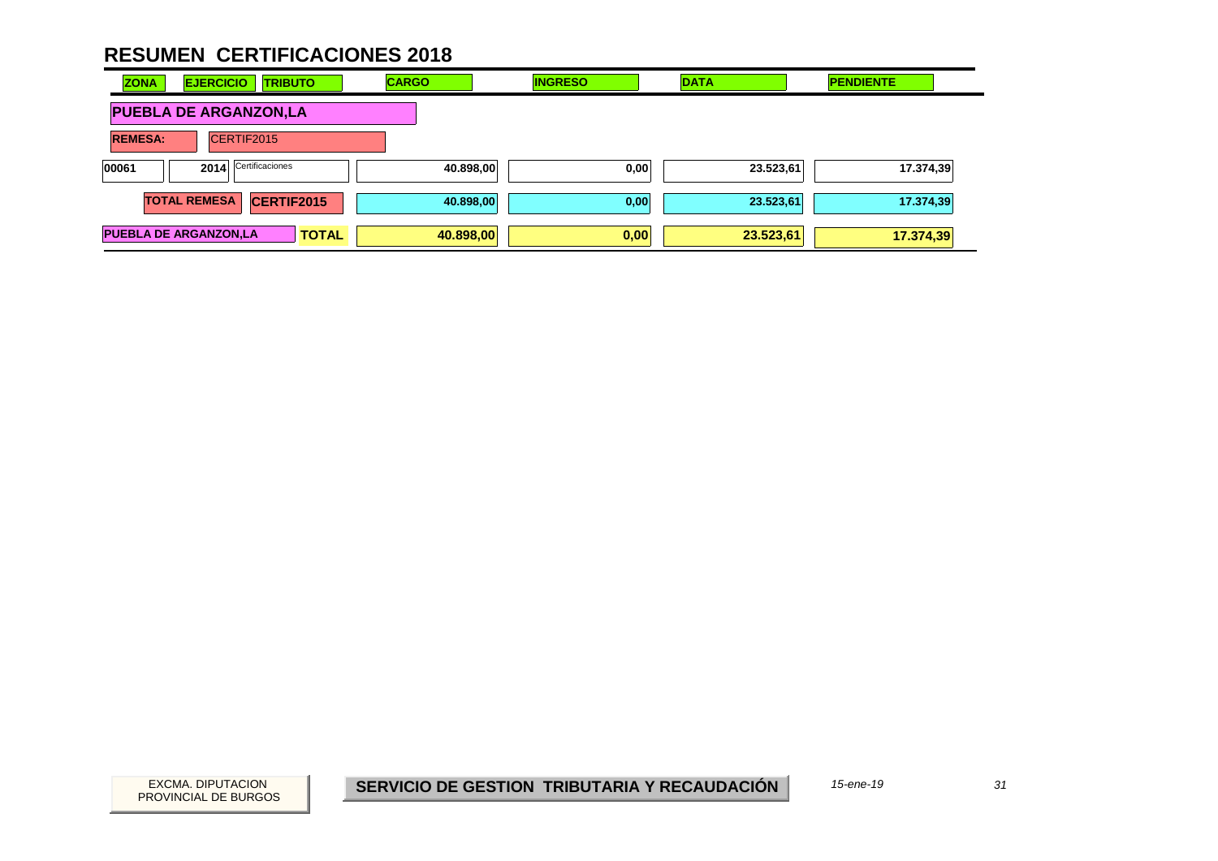# RESUMEN CERTIFICACIONES 2018

| ZONA | EJERCICIO | TRIBUTO | CARGO | INGRESO | DATA | PENDIENTE |
|---|---|---|---|---|---|---|
| **PUEBLA DE ARGANZON,LA** | | | | | | |
| **REMESA:** | CERTIF2015 | | | | | |
| 00061 | 2014 | Certificaciones | 40.898,00 | 0,00 | 23.523,61 | 17.374,39 |
| **TOTAL REMESA** | | **CERTIF2015** | 40.898,00 | 0,00 | 23.523,61 | 17.374,39 |
| **PUEBLA DE ARGANZON,LA** | | **TOTAL** | 40.898,00 | 0,00 | 23.523,61 | 17.374,39 |

EXCMA. DIPUTACION PROVINCIAL DE BURGOS

**SERVICIO DE GESTION TRIBUTARIA Y RECAUDACIÓN**

*15-ene-19*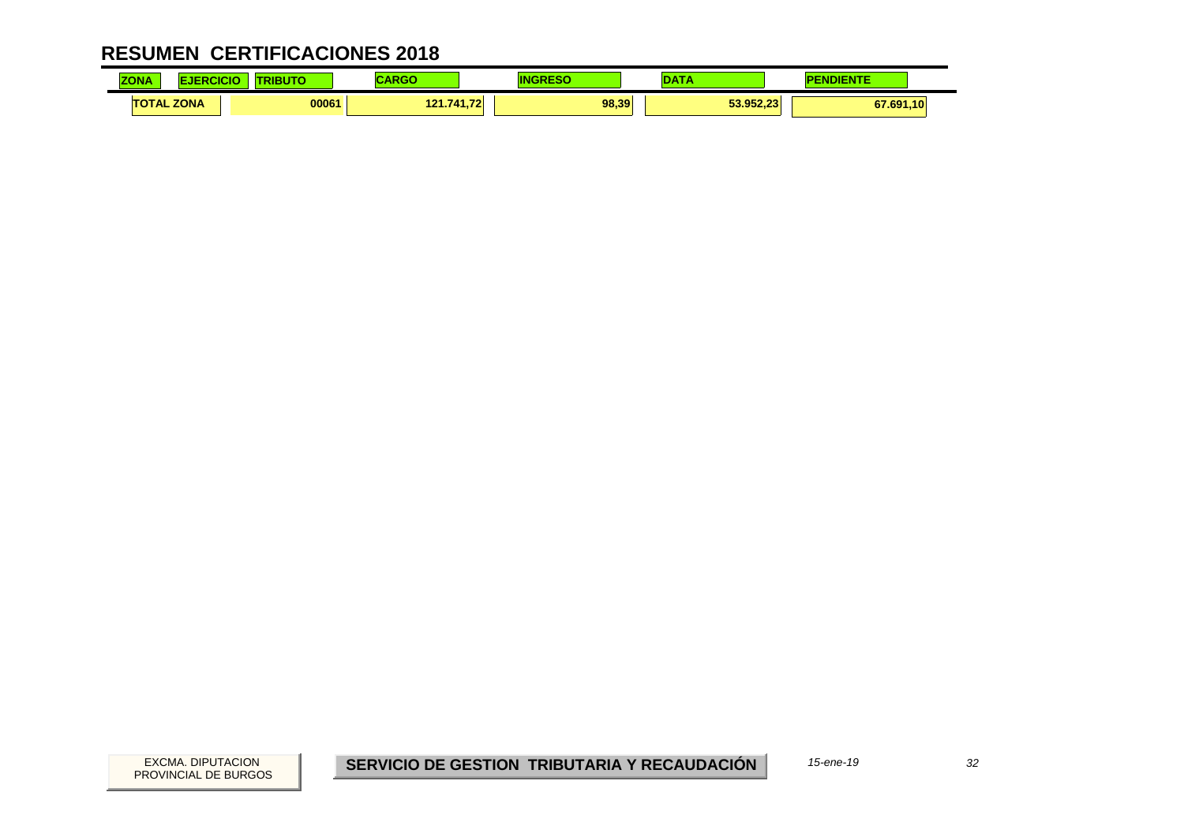# RESUMEN CERTIFICACIONES 2018

| ZONA | EJERCICIO | TRIBUTO | CARGO | INGRESO | DATA | PENDIENTE |
|---|---|---|---|---|---|---|
| TOTAL ZONA | | 00061 | 121.741,72 | 98,39 | 53.952,23 | 67.691,10 |

EXCMA. DIPUTACION PROVINCIAL DE BURGOS

**SERVICIO DE GESTION TRIBUTARIA Y RECAUDACIÓN**

*15-ene-19*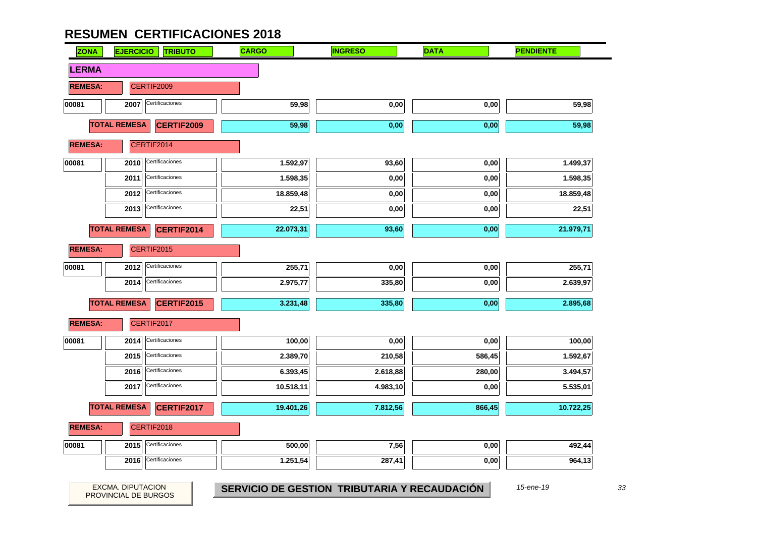# RESUMEN CERTIFICACIONES 2018

| ZONA | EJERCICIO | TRIBUTO | CARGO | INGRESO | DATA | PENDIENTE |
|---|---|---|---|---|---|---|
| **LERMA** | | | | | | |
| **REMESA:** | CERTIF2009 | | | | | |
| 00081 | 2007 | Certificaciones | 59,98 | 0,00 | 0,00 | 59,98 |
| **TOTAL REMESA** | | **CERTIF2009** | 59,98 | 0,00 | 0,00 | 59,98 |
| **REMESA:** | CERTIF2014 | | | | | |
| 00081 | 2010 | Certificaciones | 1.592,97 | 93,60 | 0,00 | 1.499,37 |
| | 2011 | Certificaciones | 1.598,35 | 0,00 | 0,00 | 1.598,35 |
| | 2012 | Certificaciones | 18.859,48 | 0,00 | 0,00 | 18.859,48 |
| | 2013 | Certificaciones | 22,51 | 0,00 | 0,00 | 22,51 |
| **TOTAL REMESA** | | **CERTIF2014** | 22.073,31 | 93,60 | 0,00 | 21.979,71 |
| **REMESA:** | CERTIF2015 | | | | | |
| 00081 | 2012 | Certificaciones | 255,71 | 0,00 | 0,00 | 255,71 |
| | 2014 | Certificaciones | 2.975,77 | 335,80 | 0,00 | 2.639,97 |
| **TOTAL REMESA** | | **CERTIF2015** | 3.231,48 | 335,80 | 0,00 | 2.895,68 |
| **REMESA:** | CERTIF2017 | | | | | |
| 00081 | 2014 | Certificaciones | 100,00 | 0,00 | 0,00 | 100,00 |
| | 2015 | Certificaciones | 2.389,70 | 210,58 | 586,45 | 1.592,67 |
| | 2016 | Certificaciones | 6.393,45 | 2.618,88 | 280,00 | 3.494,57 |
| | 2017 | Certificaciones | 10.518,11 | 4.983,10 | 0,00 | 5.535,01 |
| **TOTAL REMESA** | | **CERTIF2017** | 19.401,26 | 7.812,56 | 866,45 | 10.722,25 |
| **REMESA:** | CERTIF2018 | | | | | |
| 00081 | 2015 | Certificaciones | 500,00 | 7,56 | 0,00 | 492,44 |
| | 2016 | Certificaciones | 1.251,54 | 287,41 | 0,00 | 964,13 |

EXCMA. DIPUTACION PROVINCIAL DE BURGOS

**SERVICIO DE GESTION TRIBUTARIA Y RECAUDACIÓN**

*15-ene-19*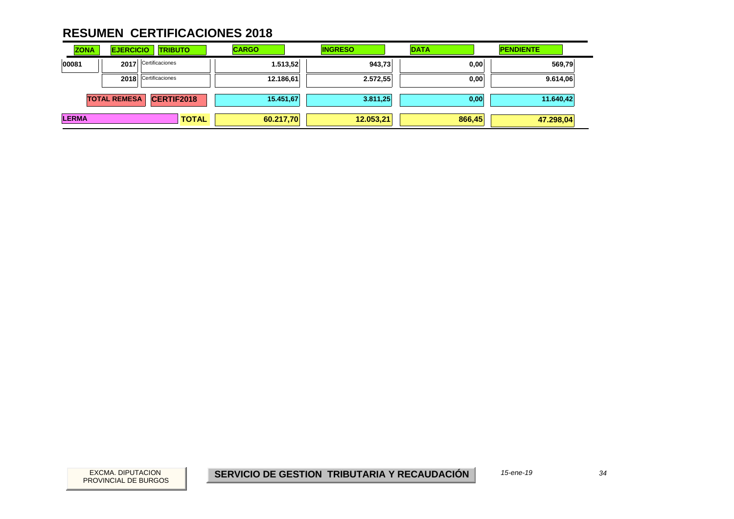# RESUMEN CERTIFICACIONES 2018

| ZONA | EJERCICIO | TRIBUTO | CARGO | INGRESO | DATA | PENDIENTE |
|---|---|---|---|---|---|---|
| 00081 | 2017 | Certificaciones | 1.513,52 | 943,73 | 0,00 | 569,79 |
| | 2018 | Certificaciones | 12.186,61 | 2.572,55 | 0,00 | 9.614,06 |
| | TOTAL REMESA | CERTIF2018 | 15.451,67 | 3.811,25 | 0,00 | 11.640,42 |
| LERMA | | TOTAL | 60.217,70 | 12.053,21 | 866,45 | 47.298,04 |

EXCMA. DIPUTACION PROVINCIAL DE BURGOS

**SERVICIO DE GESTION TRIBUTARIA Y RECAUDACIÓN**

*15-ene-19*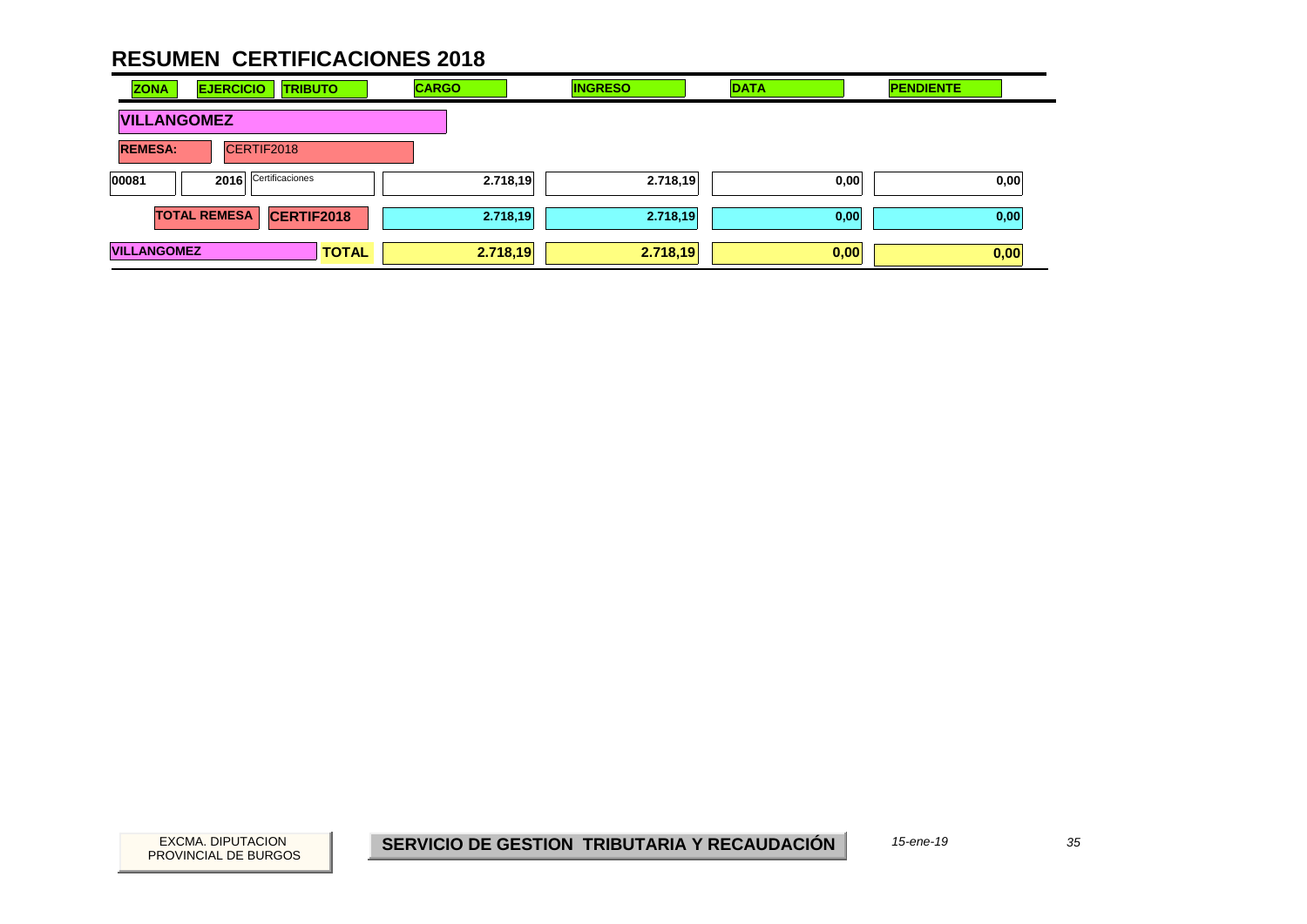# RESUMEN CERTIFICACIONES 2018

| ZONA | EJERCICIO | TRIBUTO | CARGO | INGRESO | DATA | PENDIENTE |
|---|---|---|---|---|---|---|
| **VILLANGOMEZ** | | | | | | |
| **REMESA:** | CERTIF2018 | | | | | |
| 00081 | 2016 | Certificaciones | 2.718,19 | 2.718,19 | 0,00 | 0,00 |
| | **TOTAL REMESA** | **CERTIF2018** | **2.718,19** | **2.718,19** | **0,00** | **0,00** |
| **VILLANGOMEZ** | | **TOTAL** | **2.718,19** | **2.718,19** | **0,00** | **0,00** |

EXCMA. DIPUTACION PROVINCIAL DE BURGOS

**SERVICIO DE GESTION TRIBUTARIA Y RECAUDACIÓN**

*15-ene-19*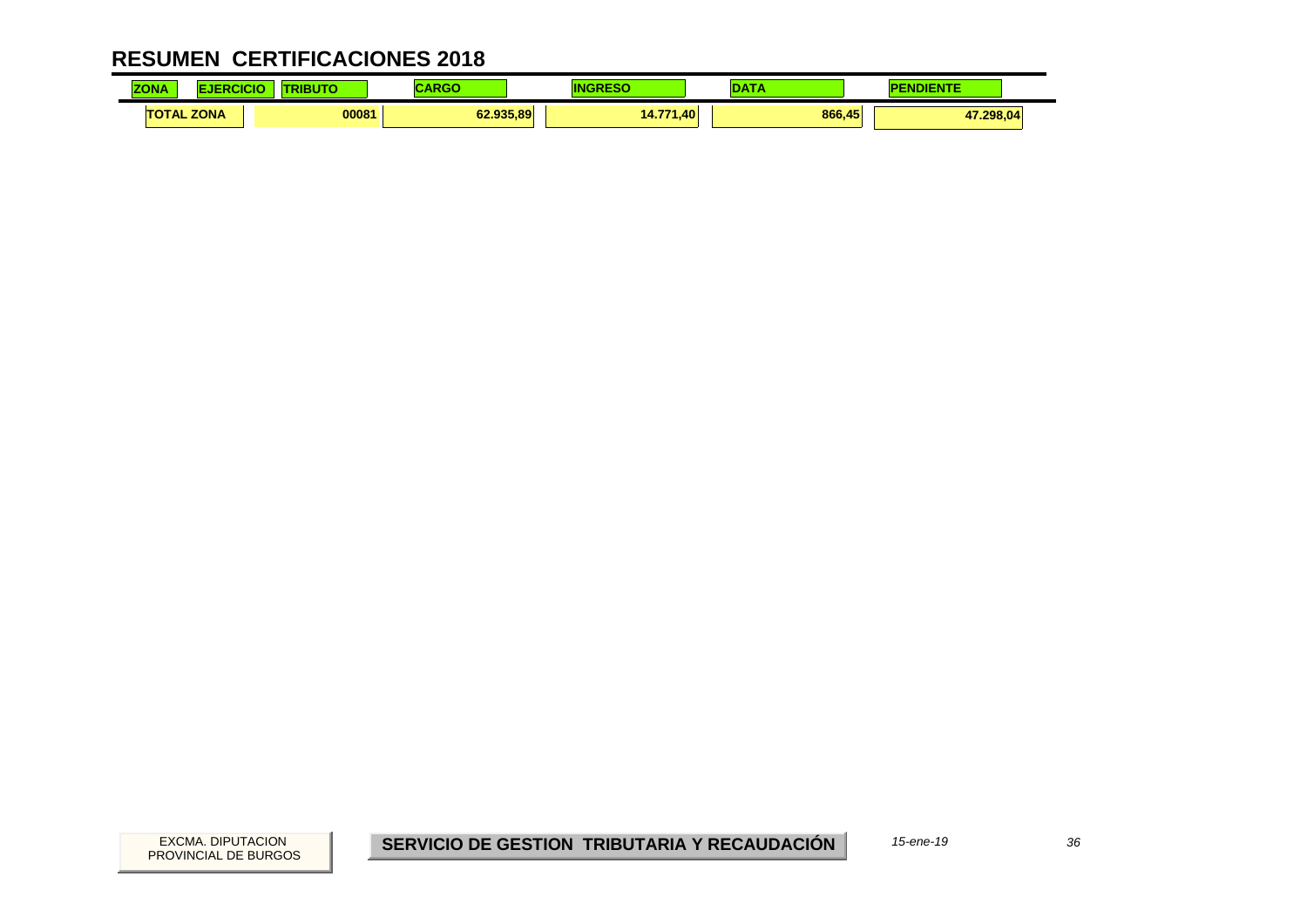# RESUMEN CERTIFICACIONES 2018

| ZONA | EJERCICIO | TRIBUTO | CARGO | INGRESO | DATA | PENDIENTE |
|---|---|---|---|---|---|---|
| TOTAL ZONA | | 00081 | 62.935,89 | 14.771,40 | 866,45 | 47.298,04 |

EXCMA. DIPUTACION PROVINCIAL DE BURGOS

**SERVICIO DE GESTION TRIBUTARIA Y RECAUDACIÓN**

*15-ene-19*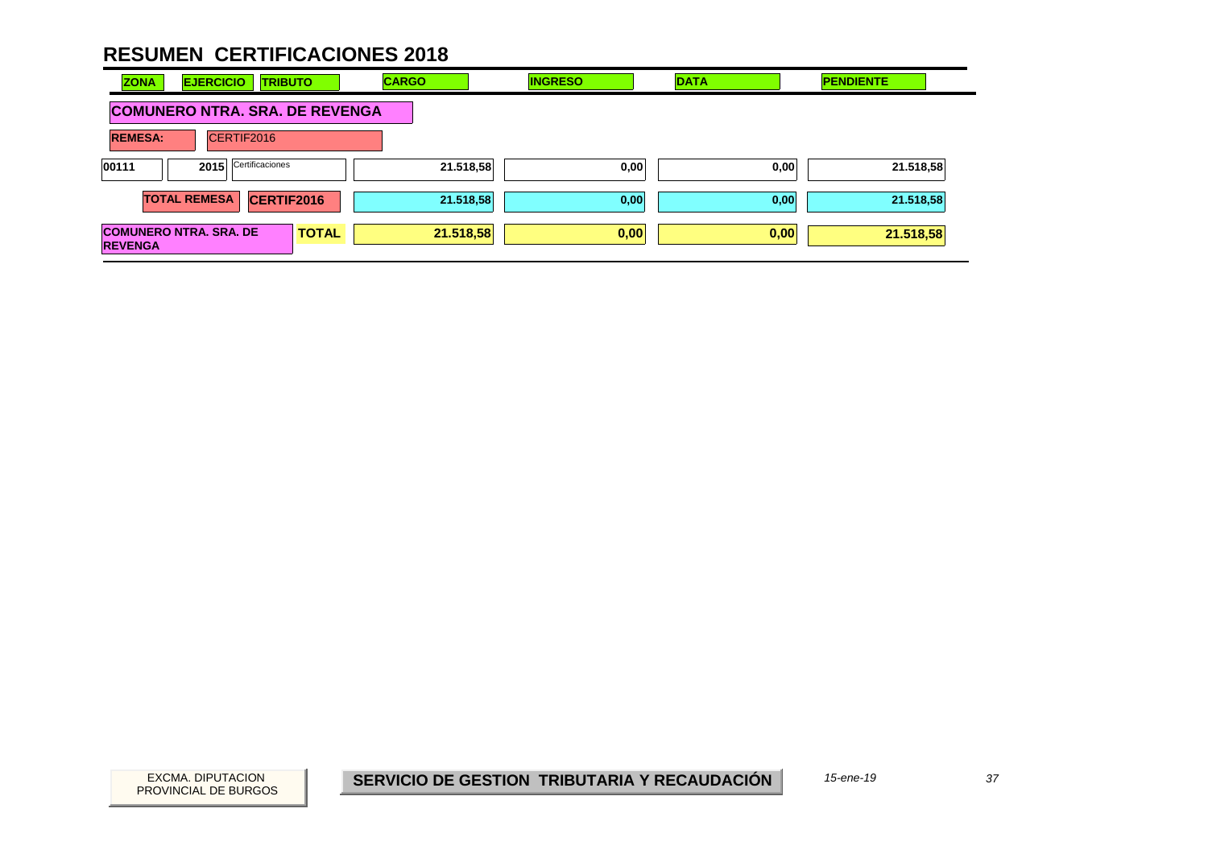# RESUMEN CERTIFICACIONES 2018

| ZONA | EJERCICIO | TRIBUTO | CARGO | INGRESO | DATA | PENDIENTE |
|---|---|---|---|---|---|---|
| **COMUNERO NTRA. SRA. DE REVENGA** | | | | | | |
| **REMESA:** | CERTIF2016 | | | | | |
| 00111 | 2015 | Certificaciones | 21.518,58 | 0,00 | 0,00 | 21.518,58 |
| | **TOTAL REMESA** | **CERTIF2016** | 21.518,58 | 0,00 | 0,00 | 21.518,58 |
| **COMUNERO NTRA. SRA. DE REVENGA** | | **TOTAL** | **21.518,58** | **0,00** | **0,00** | **21.518,58** |

EXCMA. DIPUTACION PROVINCIAL DE BURGOS

**SERVICIO DE GESTION TRIBUTARIA Y RECAUDACIÓN**

*15-ene-19*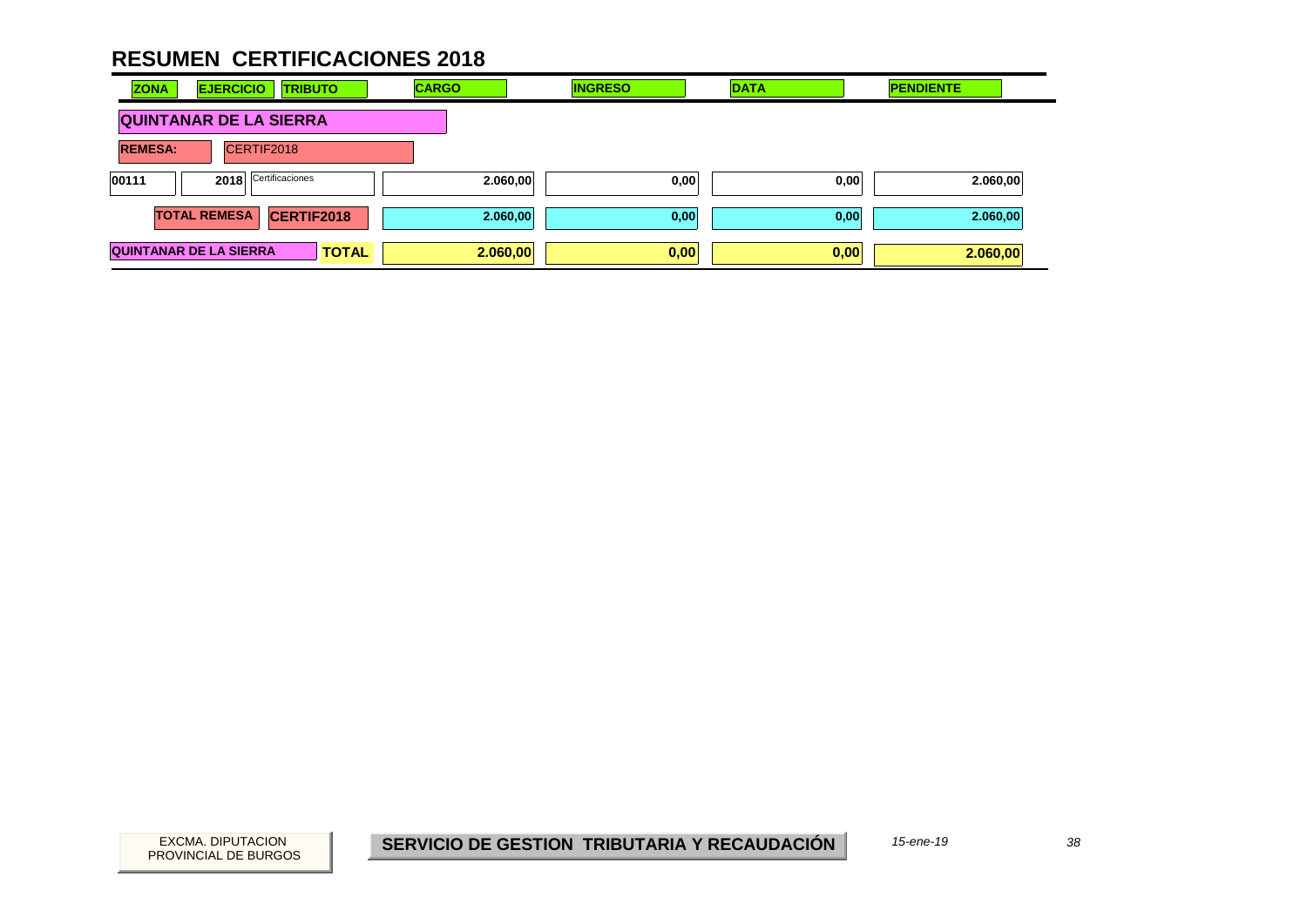# RESUMEN CERTIFICACIONES 2018

| ZONA | EJERCICIO | TRIBUTO | CARGO | INGRESO | DATA | PENDIENTE |
|---|---|---|---|---|---|---|
| **QUINTANAR DE LA SIERRA** | | | | | | |
| **REMESA:** | CERTIF2018 | | | | | |
| 00111 | 2018 | Certificaciones | 2.060,00 | 0,00 | 0,00 | 2.060,00 |
| **TOTAL REMESA** | **CERTIF2018** | | **2.060,00** | **0,00** | **0,00** | **2.060,00** |
| **QUINTANAR DE LA SIERRA** | | **TOTAL** | **2.060,00** | **0,00** | **0,00** | **2.060,00** |

EXCMA. DIPUTACION PROVINCIAL DE BURGOS

**SERVICIO DE GESTION TRIBUTARIA Y RECAUDACIÓN**

*15-ene-19*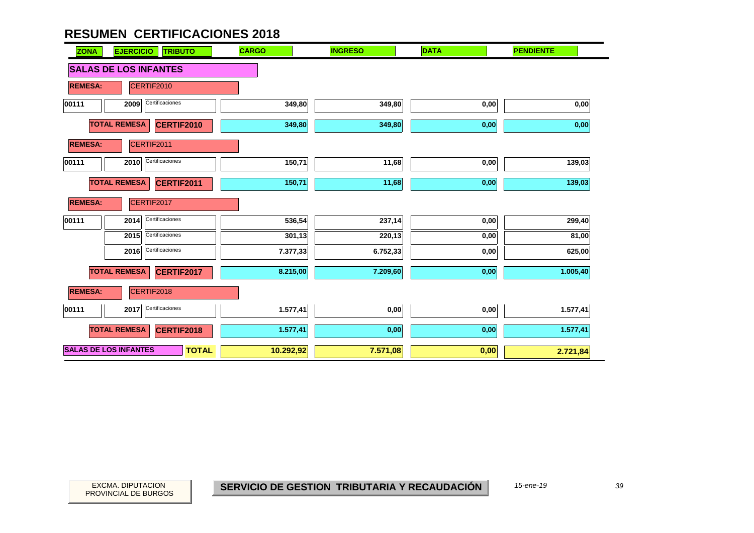# RESUMEN CERTIFICACIONES 2018

| ZONA | EJERCICIO | TRIBUTO | CARGO | INGRESO | DATA | PENDIENTE |
|---|---|---|---|---|---|---|
| **SALAS DE LOS INFANTES** | | | | | | |
| **REMESA:** CERTIF2010 | | | | | | |
| 00111 | 2009 | Certificaciones | 349,80 | 349,80 | 0,00 | 0,00 |
| | **TOTAL REMESA** | **CERTIF2010** | 349,80 | 349,80 | 0,00 | 0,00 |
| **REMESA:** CERTIF2011 | | | | | | |
| 00111 | 2010 | Certificaciones | 150,71 | 11,68 | 0,00 | 139,03 |
| | **TOTAL REMESA** | **CERTIF2011** | 150,71 | 11,68 | 0,00 | 139,03 |
| **REMESA:** CERTIF2017 | | | | | | |
| 00111 | 2014 | Certificaciones | 536,54 | 237,14 | 0,00 | 299,40 |
| | 2015 | Certificaciones | 301,13 | 220,13 | 0,00 | 81,00 |
| | 2016 | Certificaciones | 7.377,33 | 6.752,33 | 0,00 | 625,00 |
| | **TOTAL REMESA** | **CERTIF2017** | 8.215,00 | 7.209,60 | 0,00 | 1.005,40 |
| **REMESA:** CERTIF2018 | | | | | | |
| 00111 | 2017 | Certificaciones | 1.577,41 | 0,00 | 0,00 | 1.577,41 |
| | **TOTAL REMESA** | **CERTIF2018** | 1.577,41 | 0,00 | 0,00 | 1.577,41 |
| **SALAS DE LOS INFANTES** | | **TOTAL** | **10.292,92** | **7.571,08** | **0,00** | **2.721,84** |

EXCMA. DIPUTACION PROVINCIAL DE BURGOS

**SERVICIO DE GESTION TRIBUTARIA Y RECAUDACIÓN**

*15-ene-19*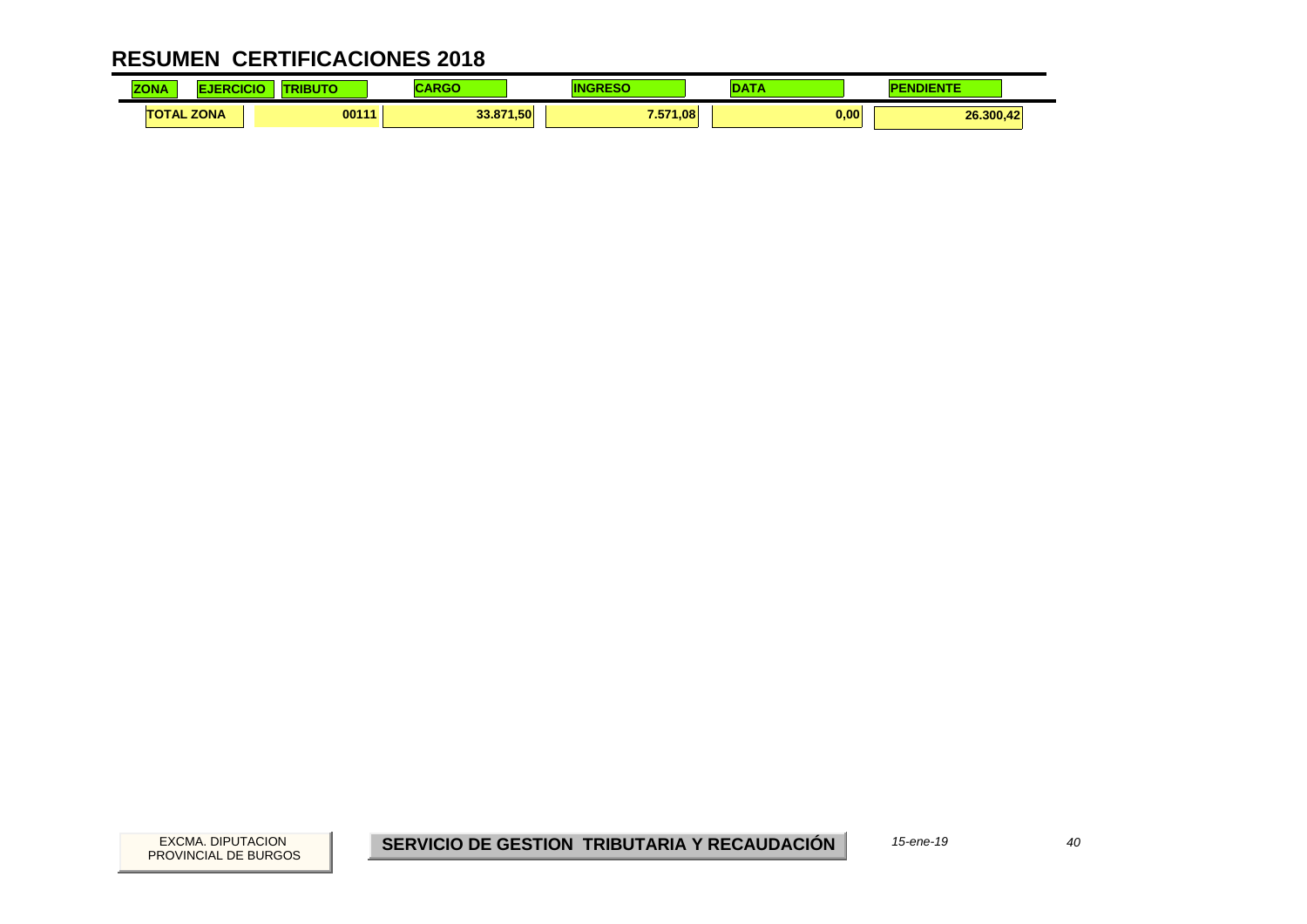# RESUMEN CERTIFICACIONES 2018

| ZONA | EJERCICIO | TRIBUTO | CARGO | INGRESO | DATA | PENDIENTE |
|---|---|---|---|---|---|---|
| TOTAL ZONA | | 00111 | 33.871,50 | 7.571,08 | 0,00 | 26.300,42 |

EXCMA. DIPUTACION PROVINCIAL DE BURGOS

**SERVICIO DE GESTION TRIBUTARIA Y RECAUDACIÓN**

*15-ene-19*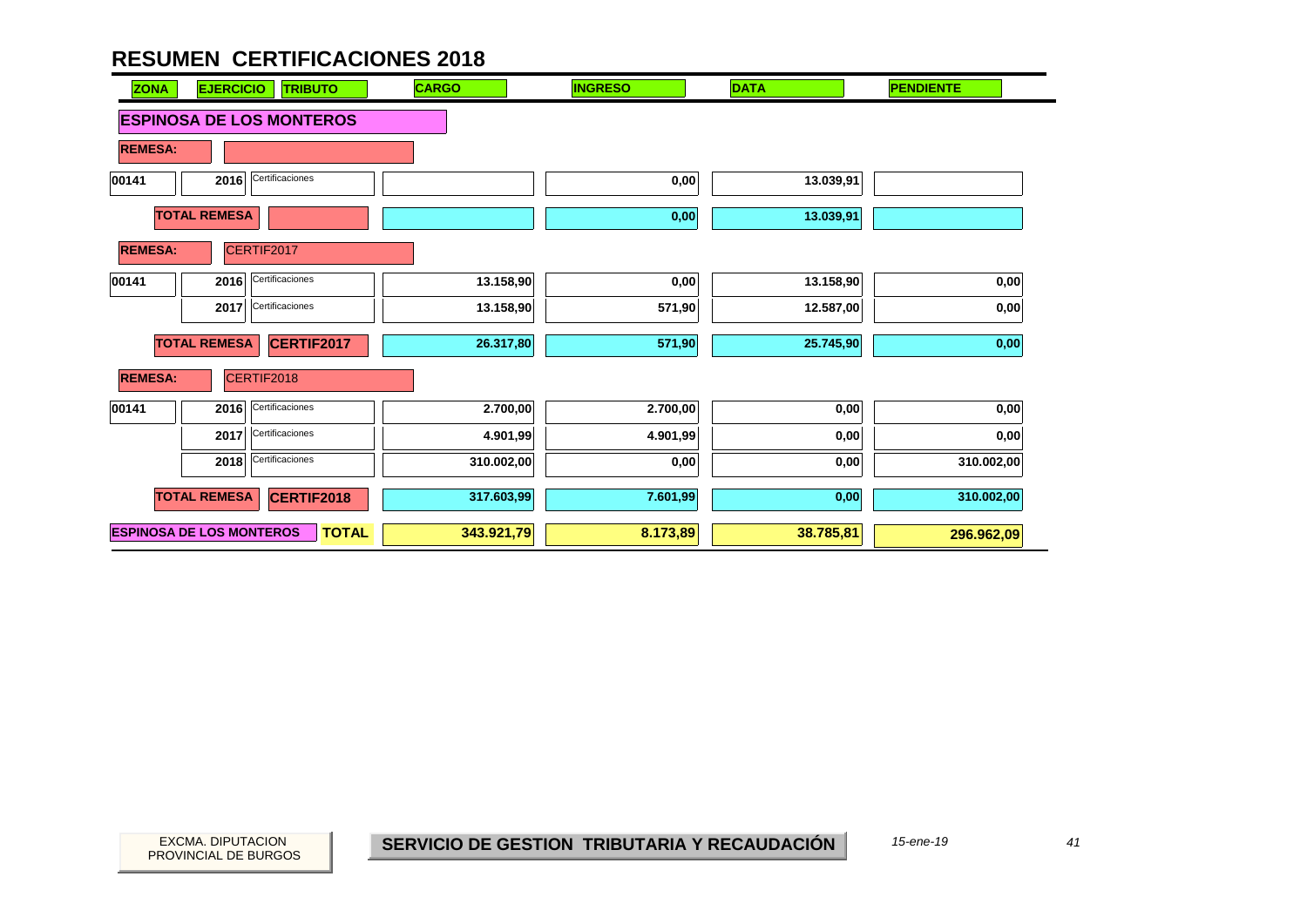# RESUMEN CERTIFICACIONES 2018

| ZONA | EJERCICIO | TRIBUTO | CARGO | INGRESO | DATA | PENDIENTE |
|---|---|---|---|---|---|---|
| **ESPINOSA DE LOS MONTEROS** | | | | | | |
| **REMESA:** | | | | | | |
| 00141 | 2016 | Certificaciones | | 0,00 | 13.039,91 | |
| **TOTAL REMESA** | | | | 0,00 | 13.039,91 | |
| **REMESA:** | CERTIF2017 | | | | | |
| 00141 | 2016 | Certificaciones | 13.158,90 | 0,00 | 13.158,90 | 0,00 |
| | 2017 | Certificaciones | 13.158,90 | 571,90 | 12.587,00 | 0,00 |
| **TOTAL REMESA** | | **CERTIF2017** | 26.317,80 | 571,90 | 25.745,90 | 0,00 |
| **REMESA:** | CERTIF2018 | | | | | |
| 00141 | 2016 | Certificaciones | 2.700,00 | 2.700,00 | 0,00 | 0,00 |
| | 2017 | Certificaciones | 4.901,99 | 4.901,99 | 0,00 | 0,00 |
| | 2018 | Certificaciones | 310.002,00 | 0,00 | 0,00 | 310.002,00 |
| **TOTAL REMESA** | | **CERTIF2018** | 317.603,99 | 7.601,99 | 0,00 | 310.002,00 |
| **ESPINOSA DE LOS MONTEROS** | | **TOTAL** | **343.921,79** | **8.173,89** | **38.785,81** | **296.962,09** |

EXCMA. DIPUTACION PROVINCIAL DE BURGOS

**SERVICIO DE GESTION TRIBUTARIA Y RECAUDACIÓN**

*15-ene-19*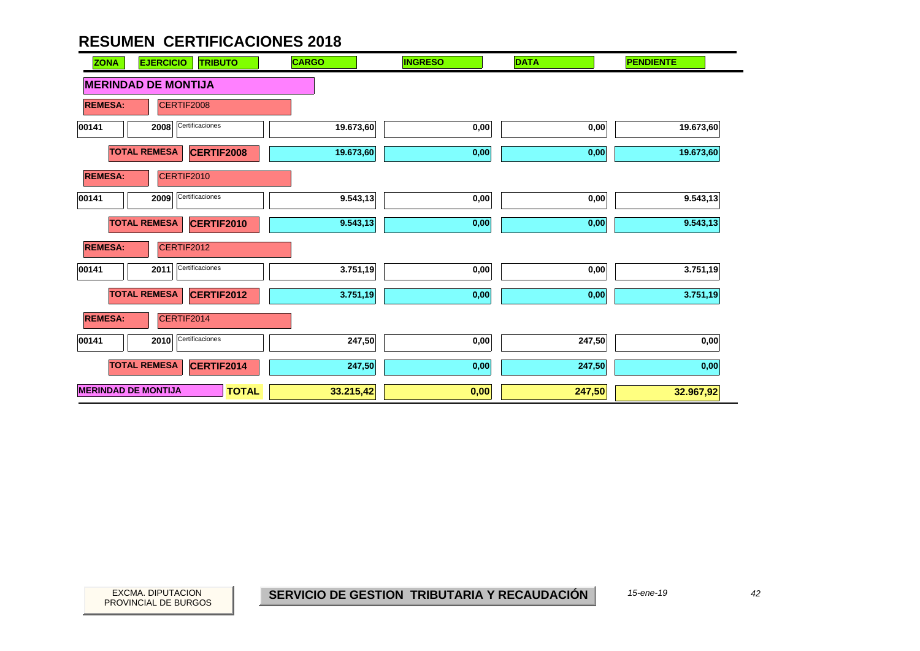# RESUMEN CERTIFICACIONES 2018

| ZONA | EJERCICIO | TRIBUTO | CARGO | INGRESO | DATA | PENDIENTE |
|---|---|---|---|---|---|---|
| **MERINDAD DE MONTIJA** | | | | | | |
| **REMESA:** | CERTIF2008 | | | | | |
| 00141 | 2008 | Certificaciones | 19.673,60 | 0,00 | 0,00 | 19.673,60 |
| **TOTAL REMESA** | **CERTIF2008** | | 19.673,60 | 0,00 | 0,00 | 19.673,60 |
| **REMESA:** | CERTIF2010 | | | | | |
| 00141 | 2009 | Certificaciones | 9.543,13 | 0,00 | 0,00 | 9.543,13 |
| **TOTAL REMESA** | **CERTIF2010** | | 9.543,13 | 0,00 | 0,00 | 9.543,13 |
| **REMESA:** | CERTIF2012 | | | | | |
| 00141 | 2011 | Certificaciones | 3.751,19 | 0,00 | 0,00 | 3.751,19 |
| **TOTAL REMESA** | **CERTIF2012** | | 3.751,19 | 0,00 | 0,00 | 3.751,19 |
| **REMESA:** | CERTIF2014 | | | | | |
| 00141 | 2010 | Certificaciones | 247,50 | 0,00 | 247,50 | 0,00 |
| **TOTAL REMESA** | **CERTIF2014** | | 247,50 | 0,00 | 247,50 | 0,00 |
| **MERINDAD DE MONTIJA** | | **TOTAL** | **33.215,42** | **0,00** | **247,50** | **32.967,92** |

EXCMA. DIPUTACION PROVINCIAL DE BURGOS

**SERVICIO DE GESTION TRIBUTARIA Y RECAUDACIÓN**

*15-ene-19*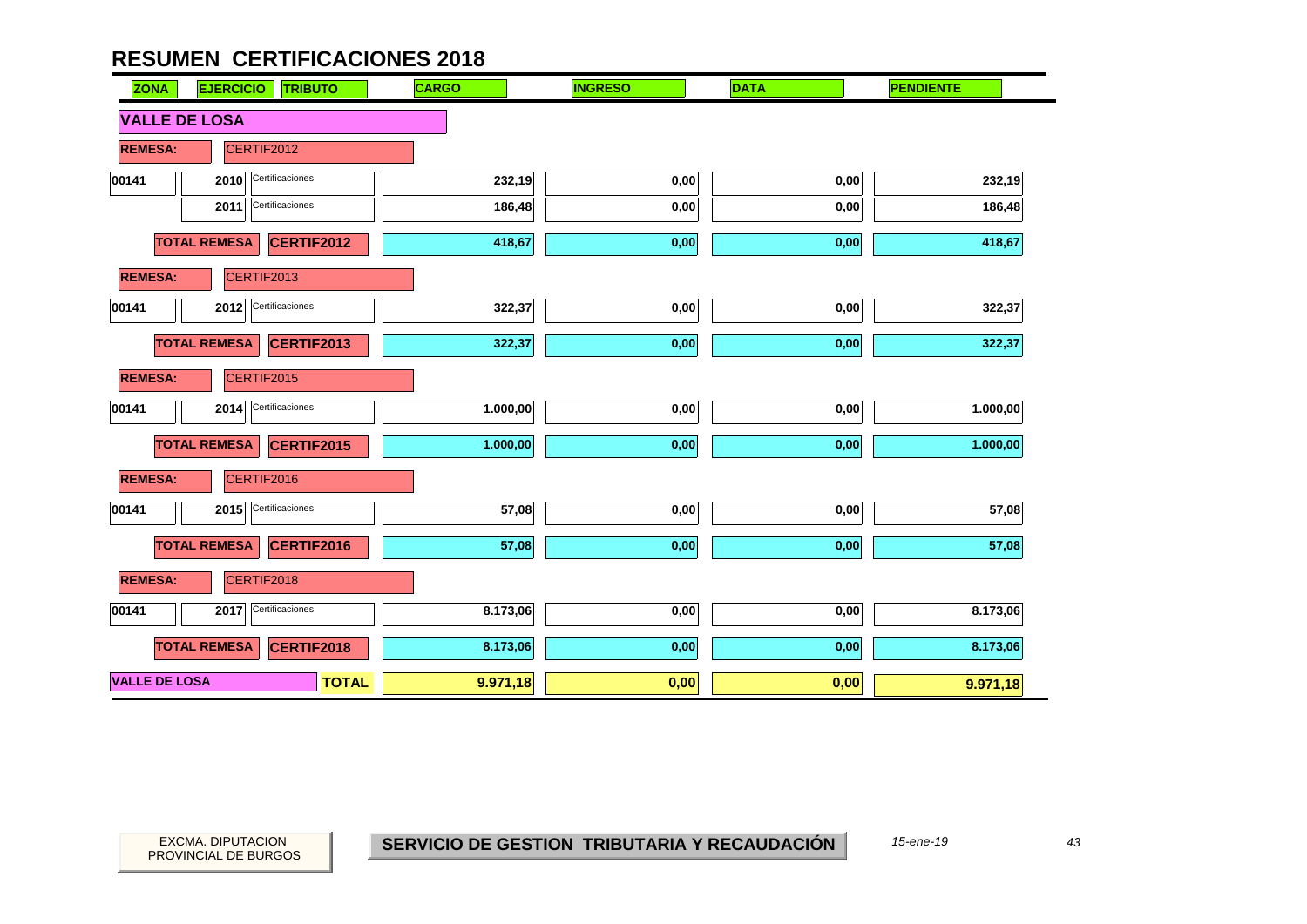# RESUMEN CERTIFICACIONES 2018

| ZONA | EJERCICIO | TRIBUTO | CARGO | INGRESO | DATA | PENDIENTE |
|---|---|---|---|---|---|---|
| **VALLE DE LOSA** | | | | | | |
| **REMESA:** | CERTIF2012 | | | | | |
| 00141 | 2010 | Certificaciones | 232,19 | 0,00 | 0,00 | 232,19 |
| | 2011 | Certificaciones | 186,48 | 0,00 | 0,00 | 186,48 |
| | **TOTAL REMESA** | **CERTIF2012** | 418,67 | 0,00 | 0,00 | 418,67 |
| **REMESA:** | CERTIF2013 | | | | | |
| 00141 | 2012 | Certificaciones | 322,37 | 0,00 | 0,00 | 322,37 |
| | **TOTAL REMESA** | **CERTIF2013** | 322,37 | 0,00 | 0,00 | 322,37 |
| **REMESA:** | CERTIF2015 | | | | | |
| 00141 | 2014 | Certificaciones | 1.000,00 | 0,00 | 0,00 | 1.000,00 |
| | **TOTAL REMESA** | **CERTIF2015** | 1.000,00 | 0,00 | 0,00 | 1.000,00 |
| **REMESA:** | CERTIF2016 | | | | | |
| 00141 | 2015 | Certificaciones | 57,08 | 0,00 | 0,00 | 57,08 |
| | **TOTAL REMESA** | **CERTIF2016** | 57,08 | 0,00 | 0,00 | 57,08 |
| **REMESA:** | CERTIF2018 | | | | | |
| 00141 | 2017 | Certificaciones | 8.173,06 | 0,00 | 0,00 | 8.173,06 |
| | **TOTAL REMESA** | **CERTIF2018** | 8.173,06 | 0,00 | 0,00 | 8.173,06 |
| **VALLE DE LOSA** | | **TOTAL** | **9.971,18** | **0,00** | **0,00** | **9.971,18** |

EXCMA. DIPUTACION PROVINCIAL DE BURGOS

**SERVICIO DE GESTION TRIBUTARIA Y RECAUDACIÓN**

*15-ene-19*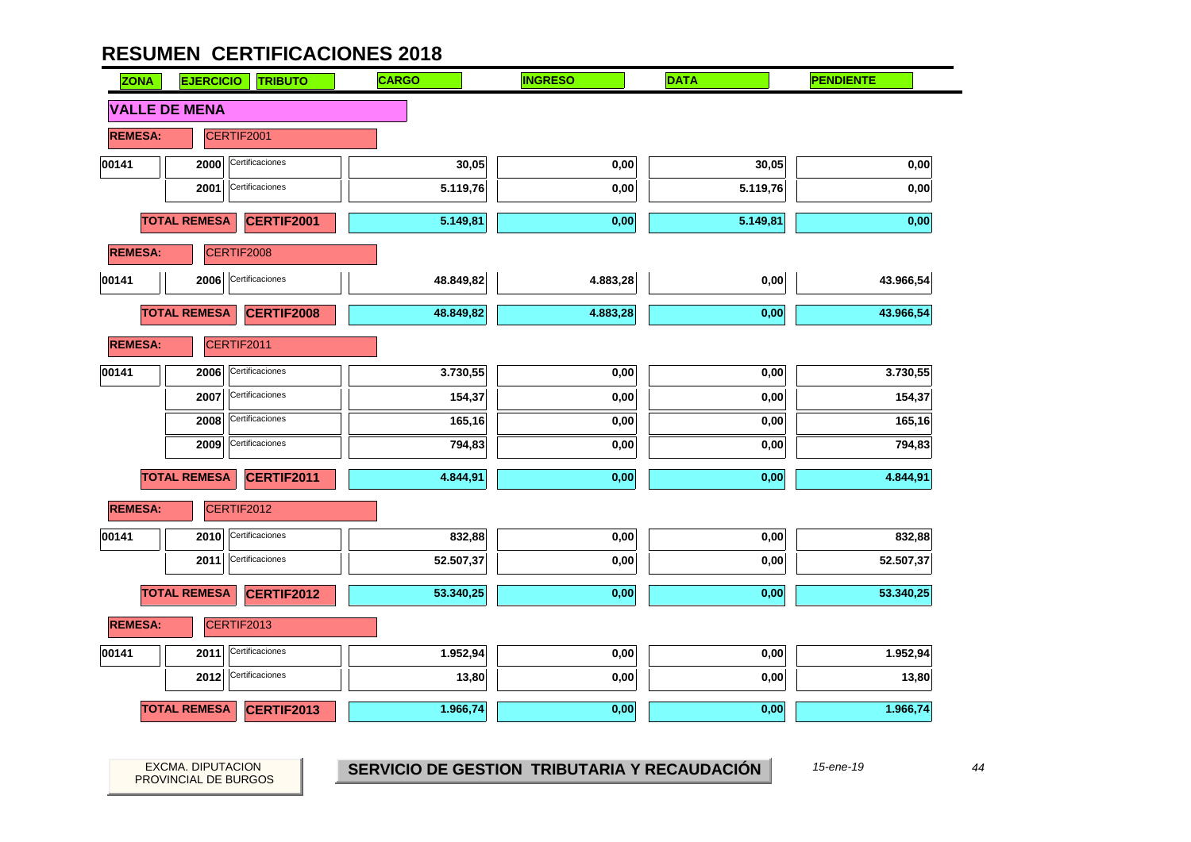# RESUMEN CERTIFICACIONES 2018

| ZONA | EJERCICIO | TRIBUTO | CARGO | INGRESO | DATA | PENDIENTE |
|---|---|---|---|---|---|---|
| **VALLE DE MENA** | | | | | | |
| **REMESA:** | CERTIF2001 | | | | | |
| 00141 | 2000 | Certificaciones | 30,05 | 0,00 | 30,05 | 0,00 |
| | 2001 | Certificaciones | 5.119,76 | 0,00 | 5.119,76 | 0,00 |
| **TOTAL REMESA** | | **CERTIF2001** | **5.149,81** | **0,00** | **5.149,81** | **0,00** |
| **REMESA:** | CERTIF2008 | | | | | |
| 00141 | 2006 | Certificaciones | 48.849,82 | 4.883,28 | 0,00 | 43.966,54 |
| **TOTAL REMESA** | | **CERTIF2008** | **48.849,82** | **4.883,28** | **0,00** | **43.966,54** |
| **REMESA:** | CERTIF2011 | | | | | |
| 00141 | 2006 | Certificaciones | 3.730,55 | 0,00 | 0,00 | 3.730,55 |
| | 2007 | Certificaciones | 154,37 | 0,00 | 0,00 | 154,37 |
| | 2008 | Certificaciones | 165,16 | 0,00 | 0,00 | 165,16 |
| | 2009 | Certificaciones | 794,83 | 0,00 | 0,00 | 794,83 |
| **TOTAL REMESA** | | **CERTIF2011** | **4.844,91** | **0,00** | **0,00** | **4.844,91** |
| **REMESA:** | CERTIF2012 | | | | | |
| 00141 | 2010 | Certificaciones | 832,88 | 0,00 | 0,00 | 832,88 |
| | 2011 | Certificaciones | 52.507,37 | 0,00 | 0,00 | 52.507,37 |
| **TOTAL REMESA** | | **CERTIF2012** | **53.340,25** | **0,00** | **0,00** | **53.340,25** |
| **REMESA:** | CERTIF2013 | | | | | |
| 00141 | 2011 | Certificaciones | 1.952,94 | 0,00 | 0,00 | 1.952,94 |
| | 2012 | Certificaciones | 13,80 | 0,00 | 0,00 | 13,80 |
| **TOTAL REMESA** | | **CERTIF2013** | **1.966,74** | **0,00** | **0,00** | **1.966,74** |

EXCMA. DIPUTACION PROVINCIAL DE BURGOS

**SERVICIO DE GESTION TRIBUTARIA Y RECAUDACIÓN**

*15-ene-19*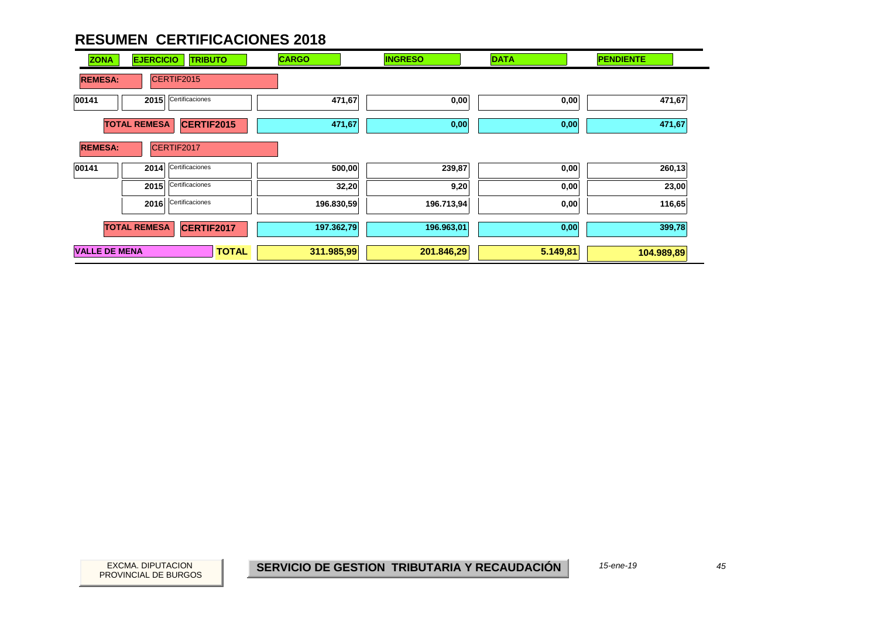# RESUMEN CERTIFICACIONES 2018

| ZONA | EJERCICIO | TRIBUTO | CARGO | INGRESO | DATA | PENDIENTE |
|---|---|---|---|---|---|---|
| **REMESA:** | CERTIF2015 | | | | | |
| 00141 | 2015 | Certificaciones | 471,67 | 0,00 | 0,00 | 471,67 |
| | **TOTAL REMESA** | **CERTIF2015** | **471,67** | **0,00** | **0,00** | **471,67** |
| **REMESA:** | CERTIF2017 | | | | | |
| 00141 | 2014 | Certificaciones | 500,00 | 239,87 | 0,00 | 260,13 |
| | 2015 | Certificaciones | 32,20 | 9,20 | 0,00 | 23,00 |
| | 2016 | Certificaciones | 196.830,59 | 196.713,94 | 0,00 | 116,65 |
| | **TOTAL REMESA** | **CERTIF2017** | **197.362,79** | **196.963,01** | **0,00** | **399,78** |
| **VALLE DE MENA** | | **TOTAL** | **311.985,99** | **201.846,29** | **5.149,81** | **104.989,89** |

EXCMA. DIPUTACION PROVINCIAL DE BURGOS

**SERVICIO DE GESTION TRIBUTARIA Y RECAUDACIÓN**

*15-ene-19*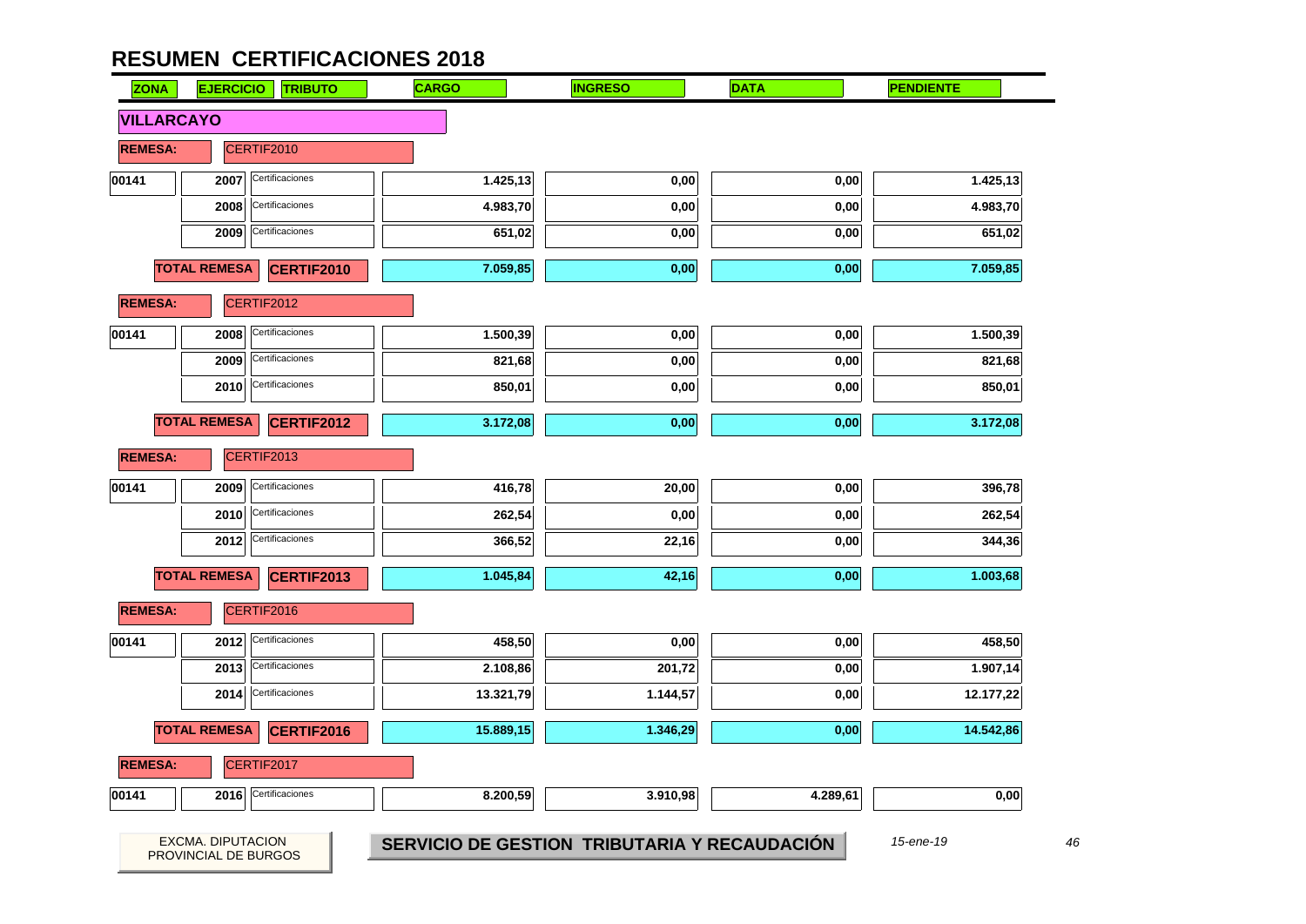# RESUMEN CERTIFICACIONES 2018

| ZONA | EJERCICIO | TRIBUTO | CARGO | INGRESO | DATA | PENDIENTE |
|---|---|---|---|---|---|---|
| **VILLARCAYO** | | | | | | |
| **REMESA:** | CERTIF2010 | | | | | |
| 00141 | 2007 | Certificaciones | 1.425,13 | 0,00 | 0,00 | 1.425,13 |
| | 2008 | Certificaciones | 4.983,70 | 0,00 | 0,00 | 4.983,70 |
| | 2009 | Certificaciones | 651,02 | 0,00 | 0,00 | 651,02 |
| | **TOTAL REMESA** | **CERTIF2010** | **7.059,85** | **0,00** | **0,00** | **7.059,85** |
| **REMESA:** | CERTIF2012 | | | | | |
| 00141 | 2008 | Certificaciones | 1.500,39 | 0,00 | 0,00 | 1.500,39 |
| | 2009 | Certificaciones | 821,68 | 0,00 | 0,00 | 821,68 |
| | 2010 | Certificaciones | 850,01 | 0,00 | 0,00 | 850,01 |
| | **TOTAL REMESA** | **CERTIF2012** | **3.172,08** | **0,00** | **0,00** | **3.172,08** |
| **REMESA:** | CERTIF2013 | | | | | |
| 00141 | 2009 | Certificaciones | 416,78 | 20,00 | 0,00 | 396,78 |
| | 2010 | Certificaciones | 262,54 | 0,00 | 0,00 | 262,54 |
| | 2012 | Certificaciones | 366,52 | 22,16 | 0,00 | 344,36 |
| | **TOTAL REMESA** | **CERTIF2013** | **1.045,84** | **42,16** | **0,00** | **1.003,68** |
| **REMESA:** | CERTIF2016 | | | | | |
| 00141 | 2012 | Certificaciones | 458,50 | 0,00 | 0,00 | 458,50 |
| | 2013 | Certificaciones | 2.108,86 | 201,72 | 0,00 | 1.907,14 |
| | 2014 | Certificaciones | 13.321,79 | 1.144,57 | 0,00 | 12.177,22 |
| | **TOTAL REMESA** | **CERTIF2016** | **15.889,15** | **1.346,29** | **0,00** | **14.542,86** |
| **REMESA:** | CERTIF2017 | | | | | |
| 00141 | 2016 | Certificaciones | 8.200,59 | 3.910,98 | 4.289,61 | 0,00 |

EXCMA. DIPUTACION PROVINCIAL DE BURGOS — **SERVICIO DE GESTION TRIBUTARIA Y RECAUDACIÓN** — *15-ene-19*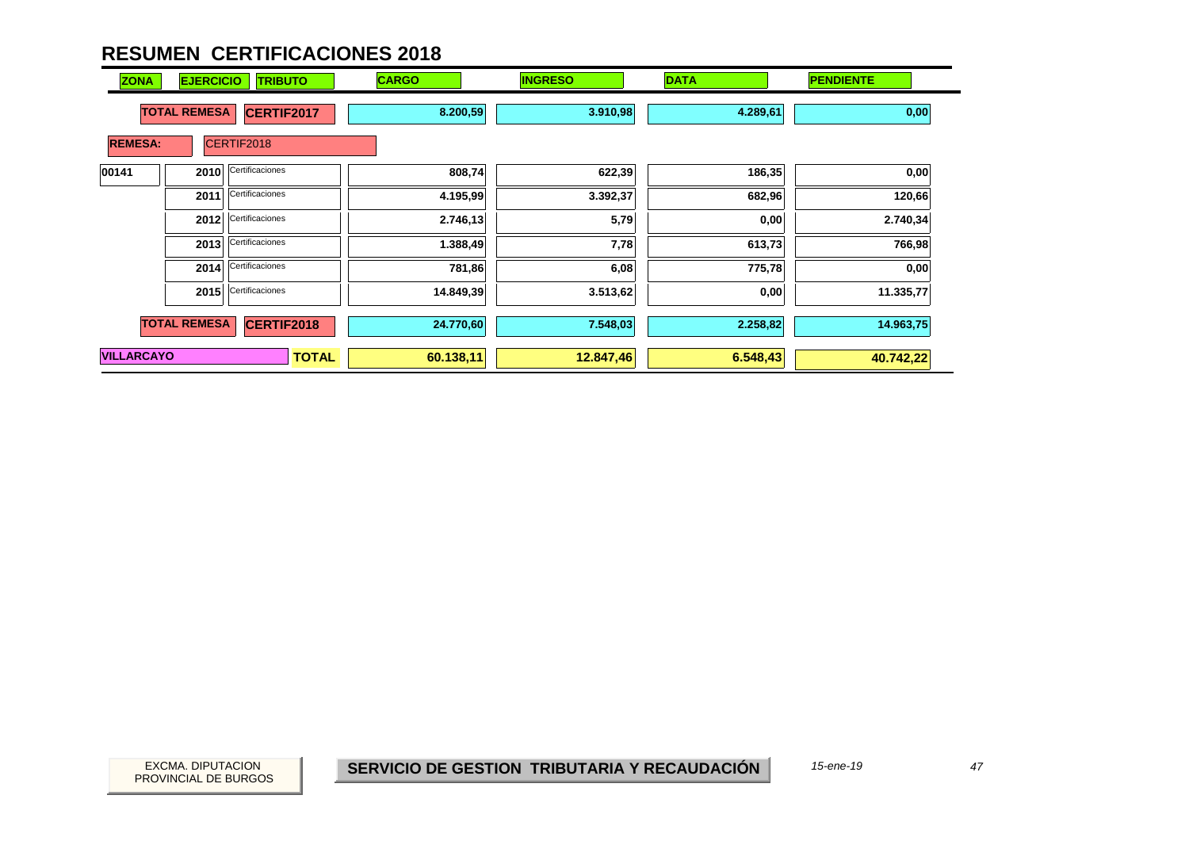# RESUMEN CERTIFICACIONES 2018

| ZONA | EJERCICIO | TRIBUTO | CARGO | INGRESO | DATA | PENDIENTE |
|---|---|---|---|---|---|---|
| TOTAL REMESA | | CERTIF2017 | 8.200,59 | 3.910,98 | 4.289,61 | 0,00 |
| REMESA: | CERTIF2018 | | | | | |
| 00141 | 2010 | Certificaciones | 808,74 | 622,39 | 186,35 | 0,00 |
| | 2011 | Certificaciones | 4.195,99 | 3.392,37 | 682,96 | 120,66 |
| | 2012 | Certificaciones | 2.746,13 | 5,79 | 0,00 | 2.740,34 |
| | 2013 | Certificaciones | 1.388,49 | 7,78 | 613,73 | 766,98 |
| | 2014 | Certificaciones | 781,86 | 6,08 | 775,78 | 0,00 |
| | 2015 | Certificaciones | 14.849,39 | 3.513,62 | 0,00 | 11.335,77 |
| TOTAL REMESA | | CERTIF2018 | 24.770,60 | 7.548,03 | 2.258,82 | 14.963,75 |
| VILLARCAYO | | TOTAL | 60.138,11 | 12.847,46 | 6.548,43 | 40.742,22 |

EXCMA. DIPUTACION PROVINCIAL DE BURGOS

**SERVICIO DE GESTION TRIBUTARIA Y RECAUDACIÓN**

*15-ene-19*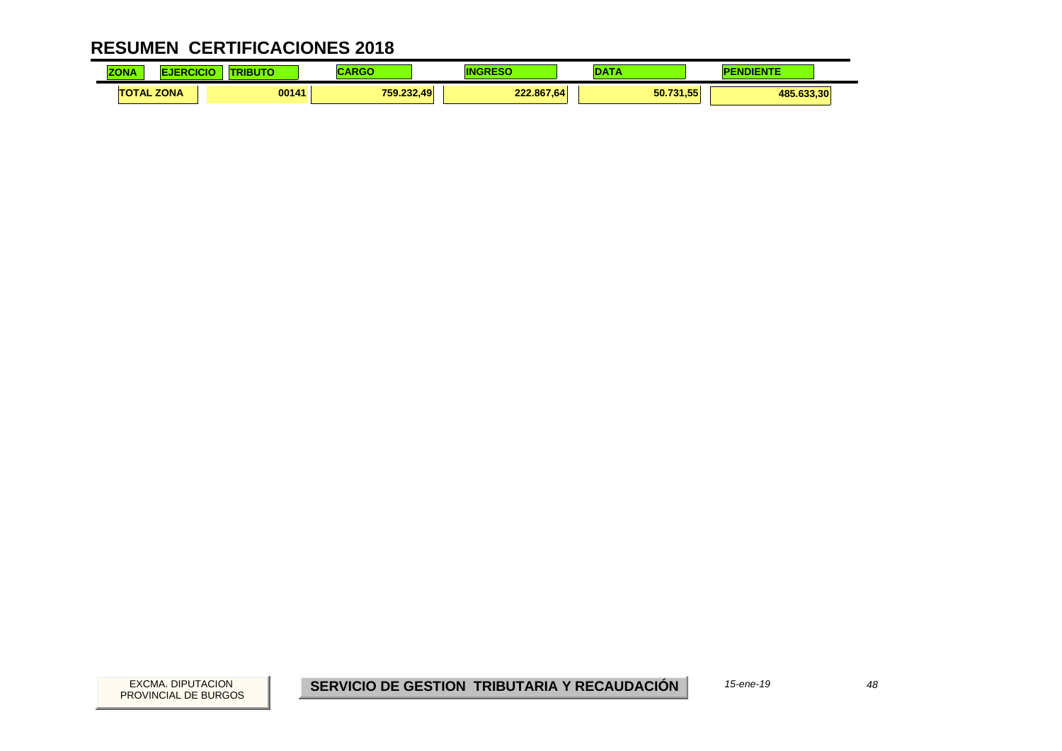# RESUMEN CERTIFICACIONES 2018

| ZONA | EJERCICIO | TRIBUTO | CARGO | INGRESO | DATA | PENDIENTE |
|---|---|---|---|---|---|---|
| TOTAL ZONA | | 00141 | 759.232,49 | 222.867,64 | 50.731,55 | 485.633,30 |

EXCMA. DIPUTACION PROVINCIAL DE BURGOS

**SERVICIO DE GESTION TRIBUTARIA Y RECAUDACIÓN**

*15-ene-19*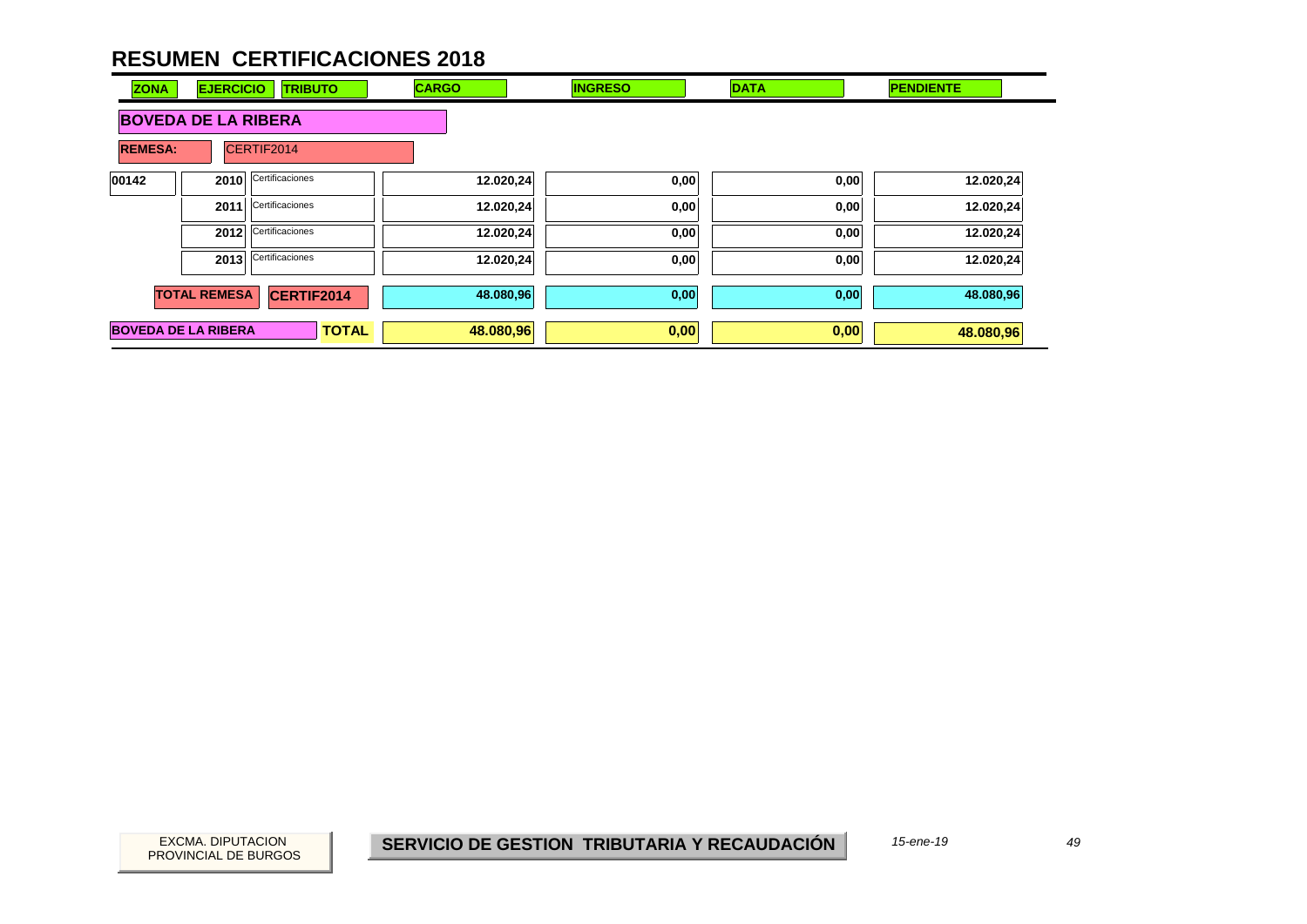# RESUMEN CERTIFICACIONES 2018

| ZONA | EJERCICIO | TRIBUTO | CARGO | INGRESO | DATA | PENDIENTE |
|---|---|---|---|---|---|---|
| **BOVEDA DE LA RIBERA** | | | | | | |
| **REMESA:** | CERTIF2014 | | | | | |
| 00142 | 2010 | Certificaciones | 12.020,24 | 0,00 | 0,00 | 12.020,24 |
| | 2011 | Certificaciones | 12.020,24 | 0,00 | 0,00 | 12.020,24 |
| | 2012 | Certificaciones | 12.020,24 | 0,00 | 0,00 | 12.020,24 |
| | 2013 | Certificaciones | 12.020,24 | 0,00 | 0,00 | 12.020,24 |
| **TOTAL REMESA** | | **CERTIF2014** | **48.080,96** | **0,00** | **0,00** | **48.080,96** |
| **BOVEDA DE LA RIBERA** | | **TOTAL** | **48.080,96** | **0,00** | **0,00** | **48.080,96** |

EXCMA. DIPUTACION PROVINCIAL DE BURGOS

**SERVICIO DE GESTION TRIBUTARIA Y RECAUDACIÓN**

*15-ene-19*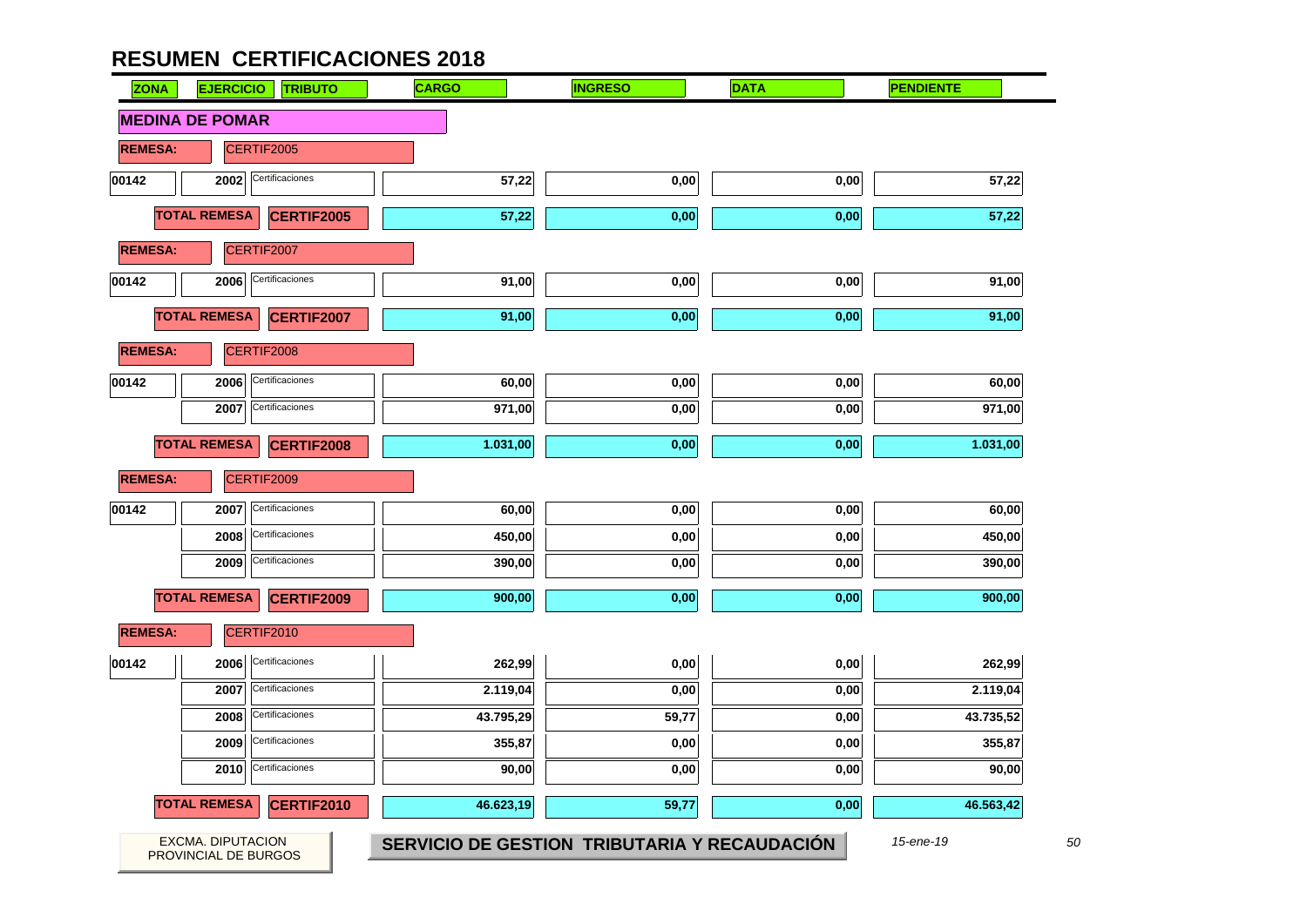# RESUMEN CERTIFICACIONES 2018

| ZONA | EJERCICIO | TRIBUTO | CARGO | INGRESO | DATA | PENDIENTE |
|---|---|---|---|---|---|---|
| **MEDINA DE POMAR** | | | | | | |
| **REMESA:** | CERTIF2005 | | | | | |
| 00142 | 2002 | Certificaciones | 57,22 | 0,00 | 0,00 | 57,22 |
| | **TOTAL REMESA** | **CERTIF2005** | **57,22** | **0,00** | **0,00** | **57,22** |
| **REMESA:** | CERTIF2007 | | | | | |
| 00142 | 2006 | Certificaciones | 91,00 | 0,00 | 0,00 | 91,00 |
| | **TOTAL REMESA** | **CERTIF2007** | **91,00** | **0,00** | **0,00** | **91,00** |
| **REMESA:** | CERTIF2008 | | | | | |
| 00142 | 2006 | Certificaciones | 60,00 | 0,00 | 0,00 | 60,00 |
| | 2007 | Certificaciones | 971,00 | 0,00 | 0,00 | 971,00 |
| | **TOTAL REMESA** | **CERTIF2008** | **1.031,00** | **0,00** | **0,00** | **1.031,00** |
| **REMESA:** | CERTIF2009 | | | | | |
| 00142 | 2007 | Certificaciones | 60,00 | 0,00 | 0,00 | 60,00 |
| | 2008 | Certificaciones | 450,00 | 0,00 | 0,00 | 450,00 |
| | 2009 | Certificaciones | 390,00 | 0,00 | 0,00 | 390,00 |
| | **TOTAL REMESA** | **CERTIF2009** | **900,00** | **0,00** | **0,00** | **900,00** |
| **REMESA:** | CERTIF2010 | | | | | |
| 00142 | 2006 | Certificaciones | 262,99 | 0,00 | 0,00 | 262,99 |
| | 2007 | Certificaciones | 2.119,04 | 0,00 | 0,00 | 2.119,04 |
| | 2008 | Certificaciones | 43.795,29 | 59,77 | 0,00 | 43.735,52 |
| | 2009 | Certificaciones | 355,87 | 0,00 | 0,00 | 355,87 |
| | 2010 | Certificaciones | 90,00 | 0,00 | 0,00 | 90,00 |
| | **TOTAL REMESA** | **CERTIF2010** | **46.623,19** | **59,77** | **0,00** | **46.563,42** |

EXCMA. DIPUTACION PROVINCIAL DE BURGOS

**SERVICIO DE GESTION TRIBUTARIA Y RECAUDACIÓN**

*15-ene-19*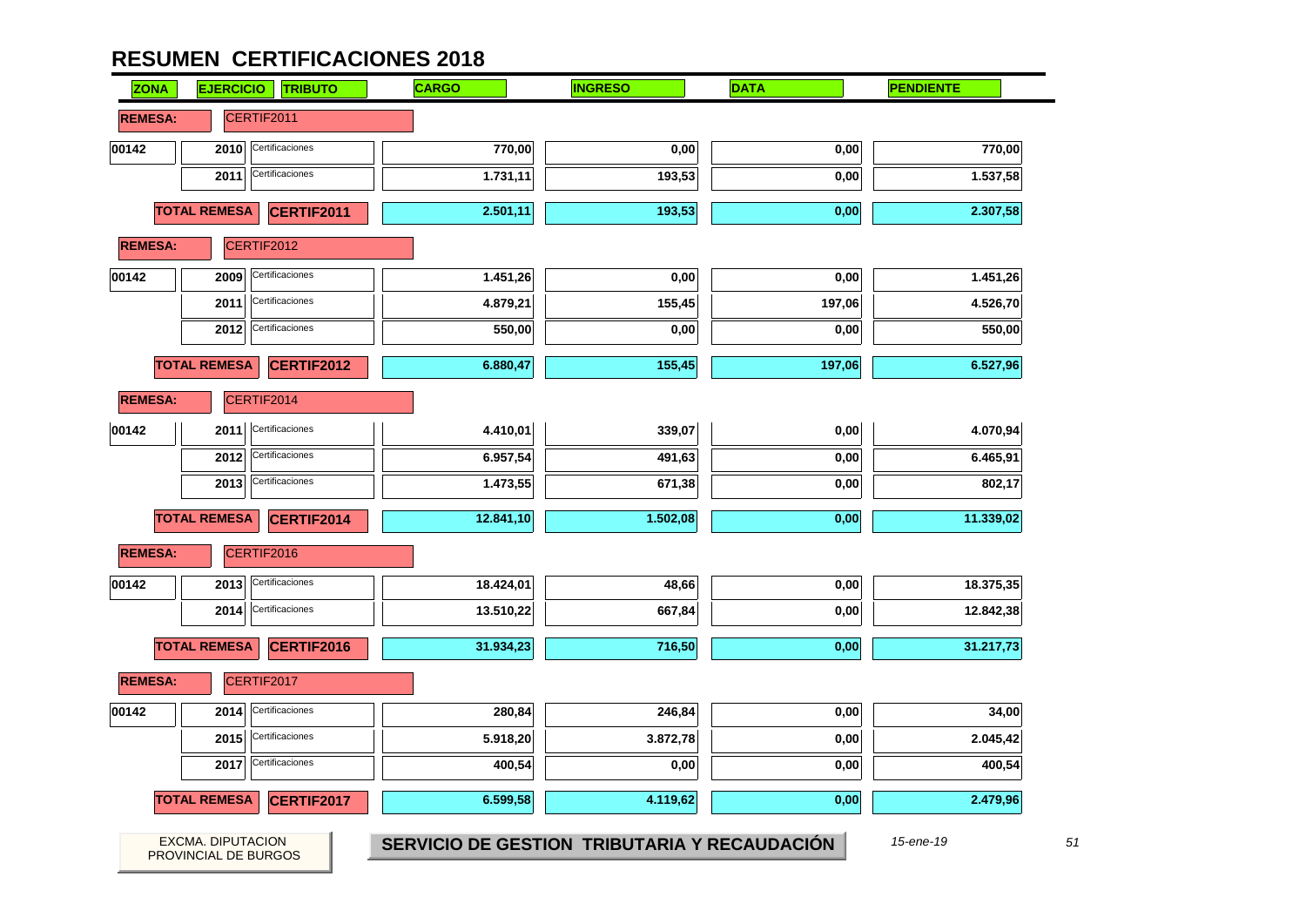# RESUMEN CERTIFICACIONES 2018

| ZONA | EJERCICIO | TRIBUTO | CARGO | INGRESO | DATA | PENDIENTE |
|---|---|---|---|---|---|---|
| **REMESA:** | CERTIF2011 | | | | | |
| 00142 | 2010 | Certificaciones | 770,00 | 0,00 | 0,00 | 770,00 |
| | 2011 | Certificaciones | 1.731,11 | 193,53 | 0,00 | 1.537,58 |
| **TOTAL REMESA** | | **CERTIF2011** | 2.501,11 | 193,53 | 0,00 | 2.307,58 |
| **REMESA:** | CERTIF2012 | | | | | |
| 00142 | 2009 | Certificaciones | 1.451,26 | 0,00 | 0,00 | 1.451,26 |
| | 2011 | Certificaciones | 4.879,21 | 155,45 | 197,06 | 4.526,70 |
| | 2012 | Certificaciones | 550,00 | 0,00 | 0,00 | 550,00 |
| **TOTAL REMESA** | | **CERTIF2012** | 6.880,47 | 155,45 | 197,06 | 6.527,96 |
| **REMESA:** | CERTIF2014 | | | | | |
| 00142 | 2011 | Certificaciones | 4.410,01 | 339,07 | 0,00 | 4.070,94 |
| | 2012 | Certificaciones | 6.957,54 | 491,63 | 0,00 | 6.465,91 |
| | 2013 | Certificaciones | 1.473,55 | 671,38 | 0,00 | 802,17 |
| **TOTAL REMESA** | | **CERTIF2014** | 12.841,10 | 1.502,08 | 0,00 | 11.339,02 |
| **REMESA:** | CERTIF2016 | | | | | |
| 00142 | 2013 | Certificaciones | 18.424,01 | 48,66 | 0,00 | 18.375,35 |
| | 2014 | Certificaciones | 13.510,22 | 667,84 | 0,00 | 12.842,38 |
| **TOTAL REMESA** | | **CERTIF2016** | 31.934,23 | 716,50 | 0,00 | 31.217,73 |
| **REMESA:** | CERTIF2017 | | | | | |
| 00142 | 2014 | Certificaciones | 280,84 | 246,84 | 0,00 | 34,00 |
| | 2015 | Certificaciones | 5.918,20 | 3.872,78 | 0,00 | 2.045,42 |
| | 2017 | Certificaciones | 400,54 | 0,00 | 0,00 | 400,54 |
| **TOTAL REMESA** | | **CERTIF2017** | 6.599,58 | 4.119,62 | 0,00 | 2.479,96 |

EXCMA. DIPUTACION PROVINCIAL DE BURGOS

**SERVICIO DE GESTION TRIBUTARIA Y RECAUDACIÓN**

*15-ene-19*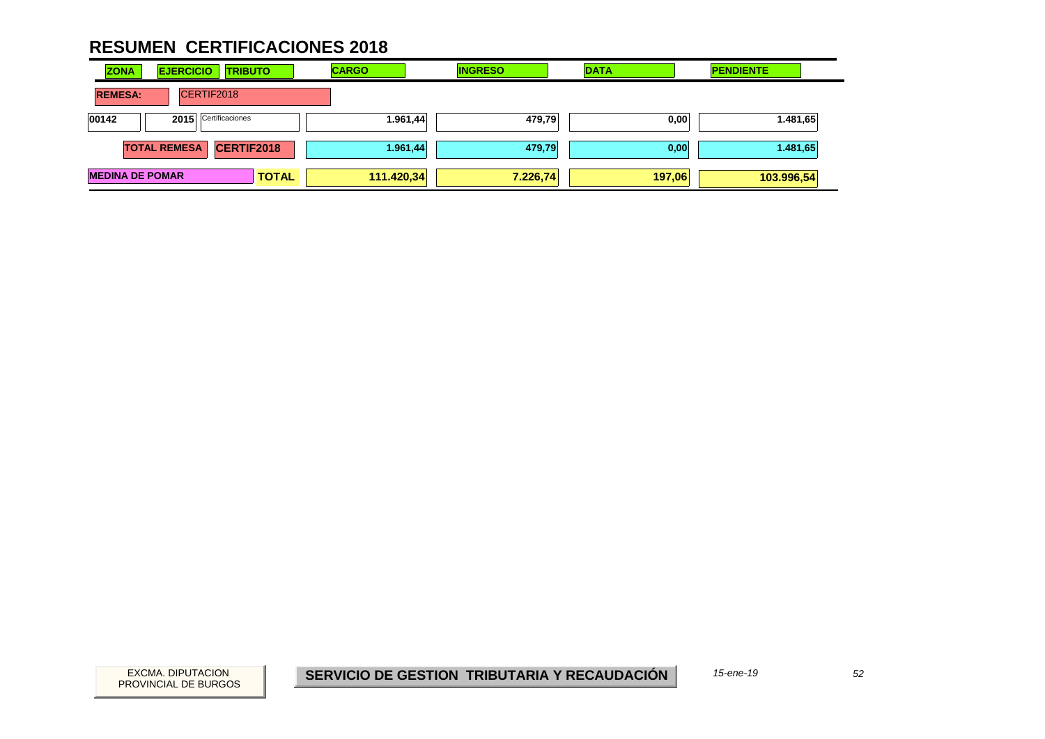# RESUMEN CERTIFICACIONES 2018

| ZONA | EJERCICIO | TRIBUTO | CARGO | INGRESO | DATA | PENDIENTE |
|---|---|---|---|---|---|---|
| **REMESA:** | CERTIF2018 | | | | | |
| 00142 | 2015 | Certificaciones | 1.961,44 | 479,79 | 0,00 | 1.481,65 |
| | **TOTAL REMESA** | **CERTIF2018** | **1.961,44** | **479,79** | **0,00** | **1.481,65** |
| **MEDINA DE POMAR** | | **TOTAL** | **111.420,34** | **7.226,74** | **197,06** | **103.996,54** |

EXCMA. DIPUTACION PROVINCIAL DE BURGOS

**SERVICIO DE GESTION TRIBUTARIA Y RECAUDACIÓN**

*15-ene-19*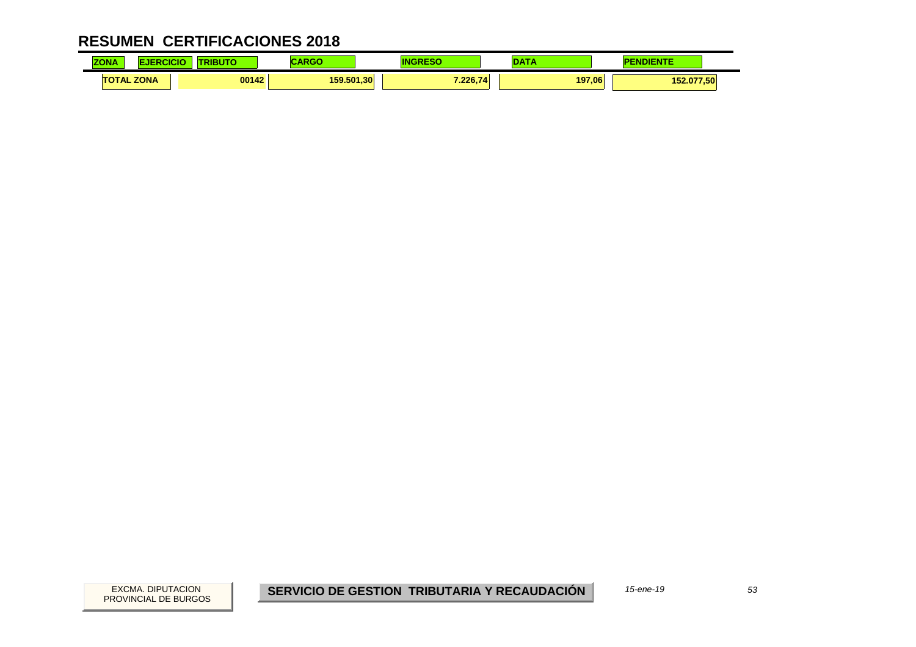# RESUMEN CERTIFICACIONES 2018

| ZONA | EJERCICIO | TRIBUTO | CARGO | INGRESO | DATA | PENDIENTE |
|---|---|---|---|---|---|---|
| TOTAL ZONA | | 00142 | 159.501,30 | 7.226,74 | 197,06 | 152.077,50 |

EXCMA. DIPUTACION PROVINCIAL DE BURGOS

**SERVICIO DE GESTION TRIBUTARIA Y RECAUDACIÓN**

*15-ene-19*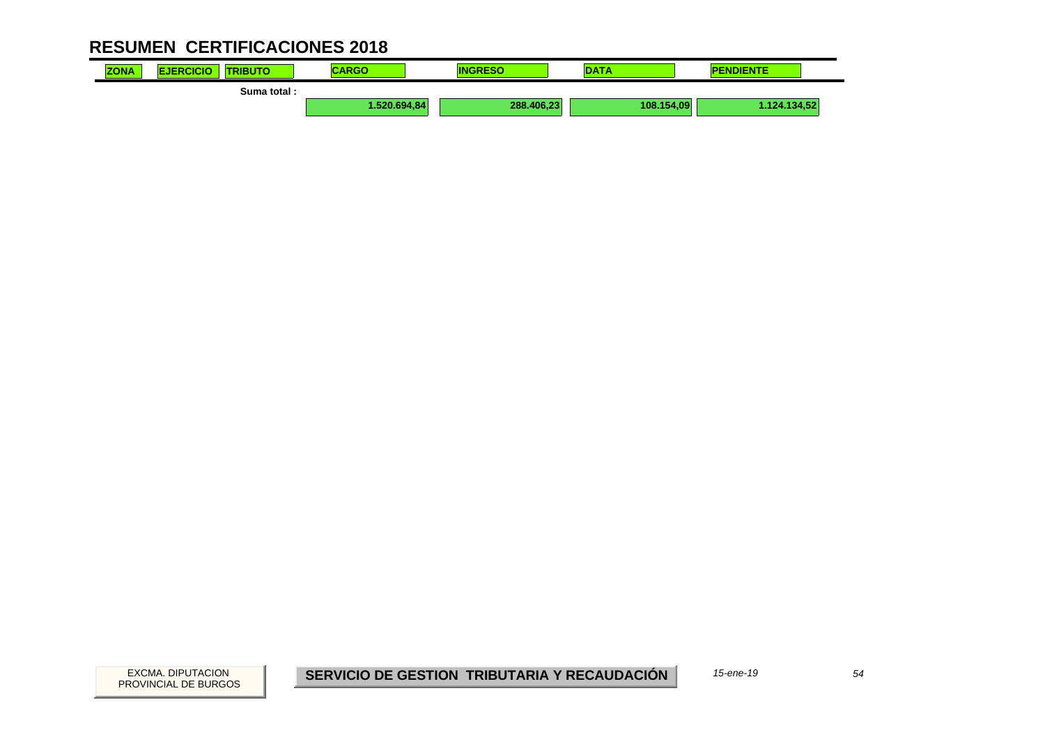# RESUMEN CERTIFICACIONES 2018

| ZONA | EJERCICIO | TRIBUTO | CARGO | INGRESO | DATA | PENDIENTE |
|---|---|---|---|---|---|---|
| | | Suma total : | 1.520.694,84 | 288.406,23 | 108.154,09 | 1.124.134,52 |

EXCMA. DIPUTACION PROVINCIAL DE BURGOS

**SERVICIO DE GESTION TRIBUTARIA Y RECAUDACIÓN**

*15-ene-19*